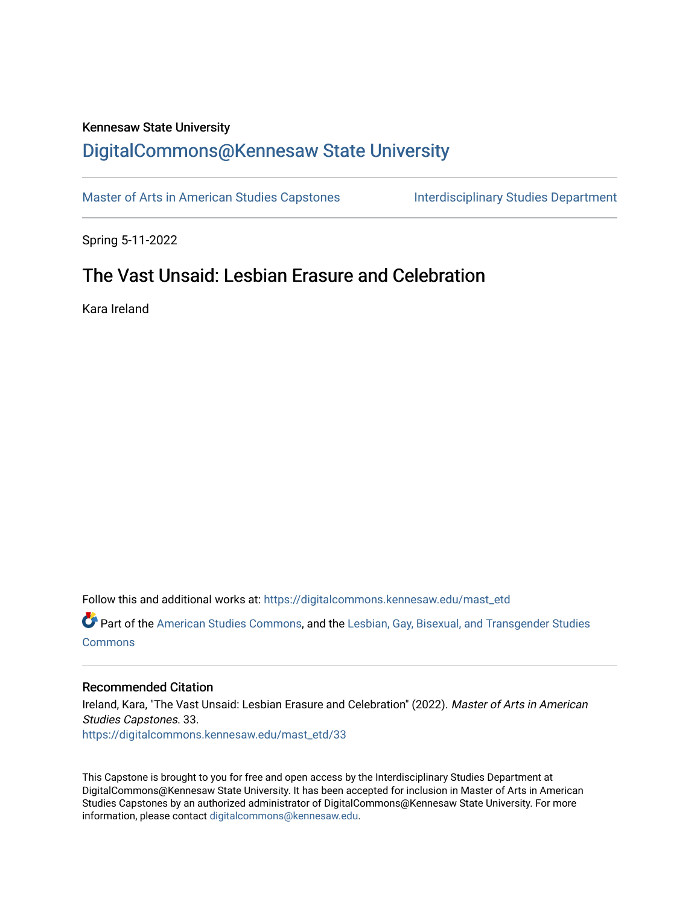Kennesaw State University

# DigitalCommons@Kennesaw State University

Master of Arts in American Studies Capstones

Interdisciplinary Studies Department

Spring 5-11-2022

## The Vast Unsaid: Lesbian Erasure and Celebration

Kara Ireland

Follow this and additional works at: https://digitalcommons.kennesaw.edu/mast_etd

Part of the American Studies Commons, and the Lesbian, Gay, Bisexual, and Transgender Studies Commons

### Recommended Citation

Ireland, Kara, "The Vast Unsaid: Lesbian Erasure and Celebration" (2022). *Master of Arts in American Studies Capstones*. 33.
https://digitalcommons.kennesaw.edu/mast_etd/33

This Capstone is brought to you for free and open access by the Interdisciplinary Studies Department at DigitalCommons@Kennesaw State University. It has been accepted for inclusion in Master of Arts in American Studies Capstones by an authorized administrator of DigitalCommons@Kennesaw State University. For more information, please contact digitalcommons@kennesaw.edu.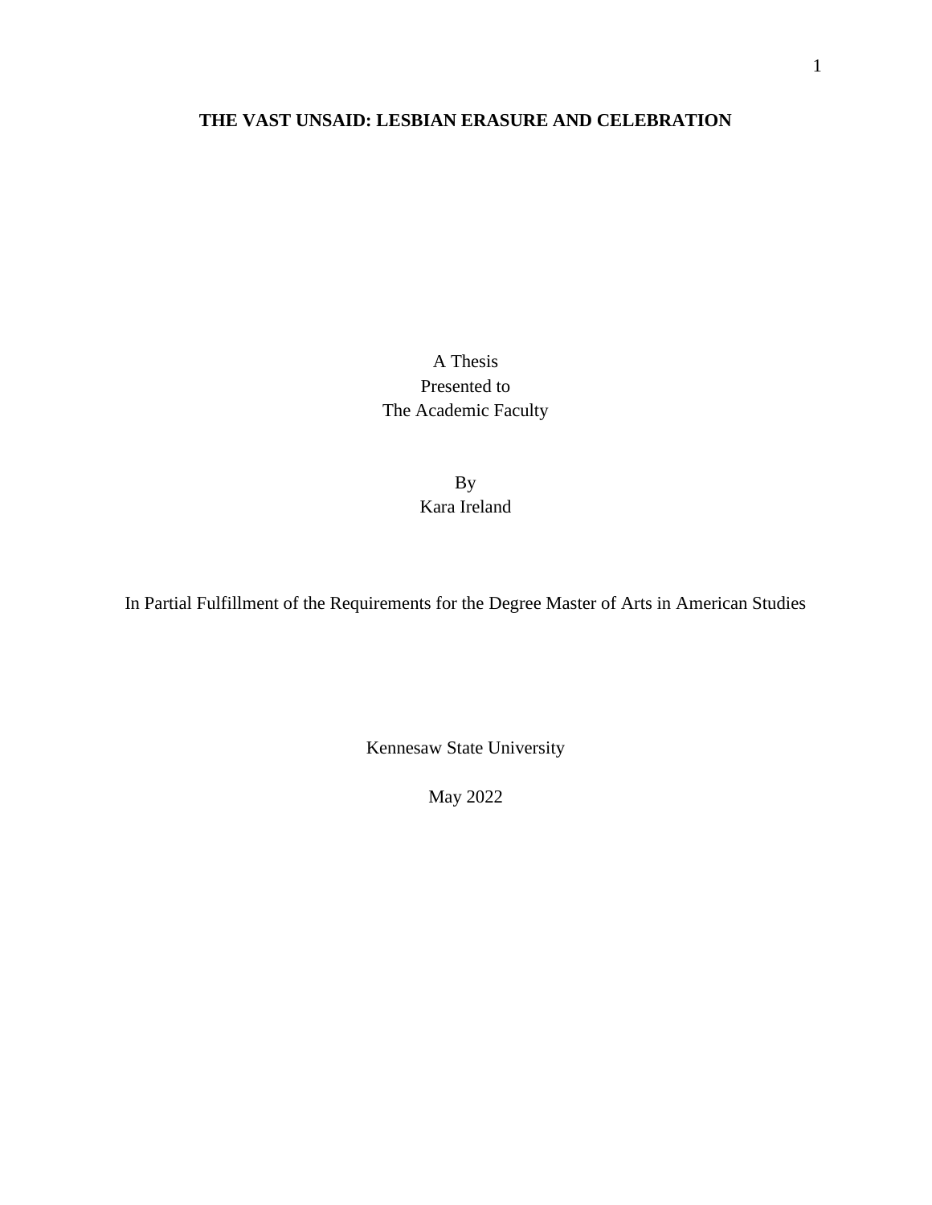# THE VAST UNSAID: LESBIAN ERASURE AND CELEBRATION

A Thesis
Presented to
The Academic Faculty

By
Kara Ireland

In Partial Fulfillment of the Requirements for the Degree Master of Arts in American Studies

Kennesaw State University

May 2022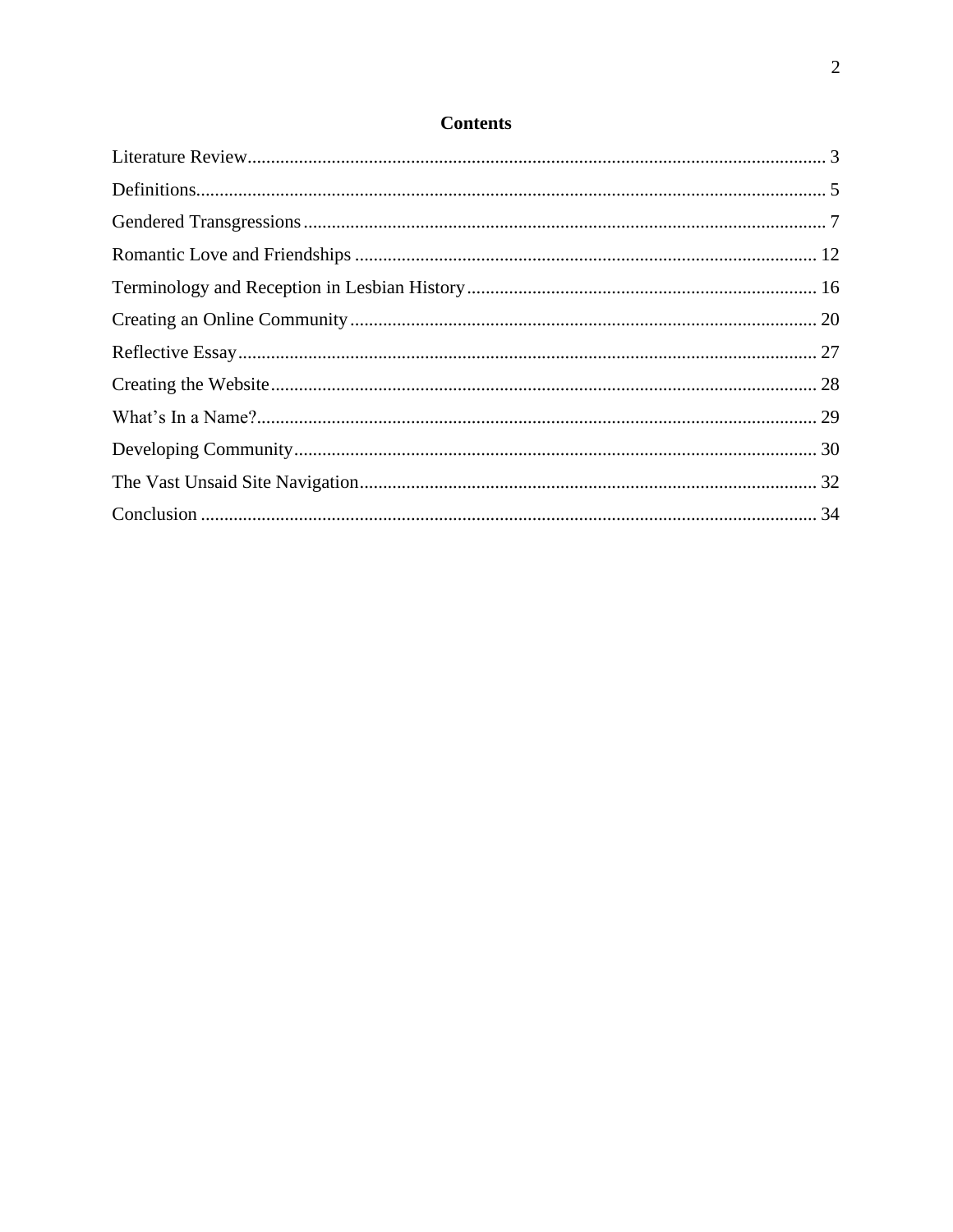## Contents

Literature Review ........................................................................................................................ 3

Definitions.................................................................................................................................. 5

Gendered Transgressions ............................................................................................................ 7

Romantic Love and Friendships ................................................................................................. 12

Terminology and Reception in Lesbian History ......................................................................... 16

Creating an Online Community .................................................................................................. 20

Reflective Essay ......................................................................................................................... 27

Creating the Website .................................................................................................................. 28

What's In a Name? ..................................................................................................................... 29

Developing Community .............................................................................................................. 30

The Vast Unsaid Site Navigation ................................................................................................ 32

Conclusion ................................................................................................................................. 34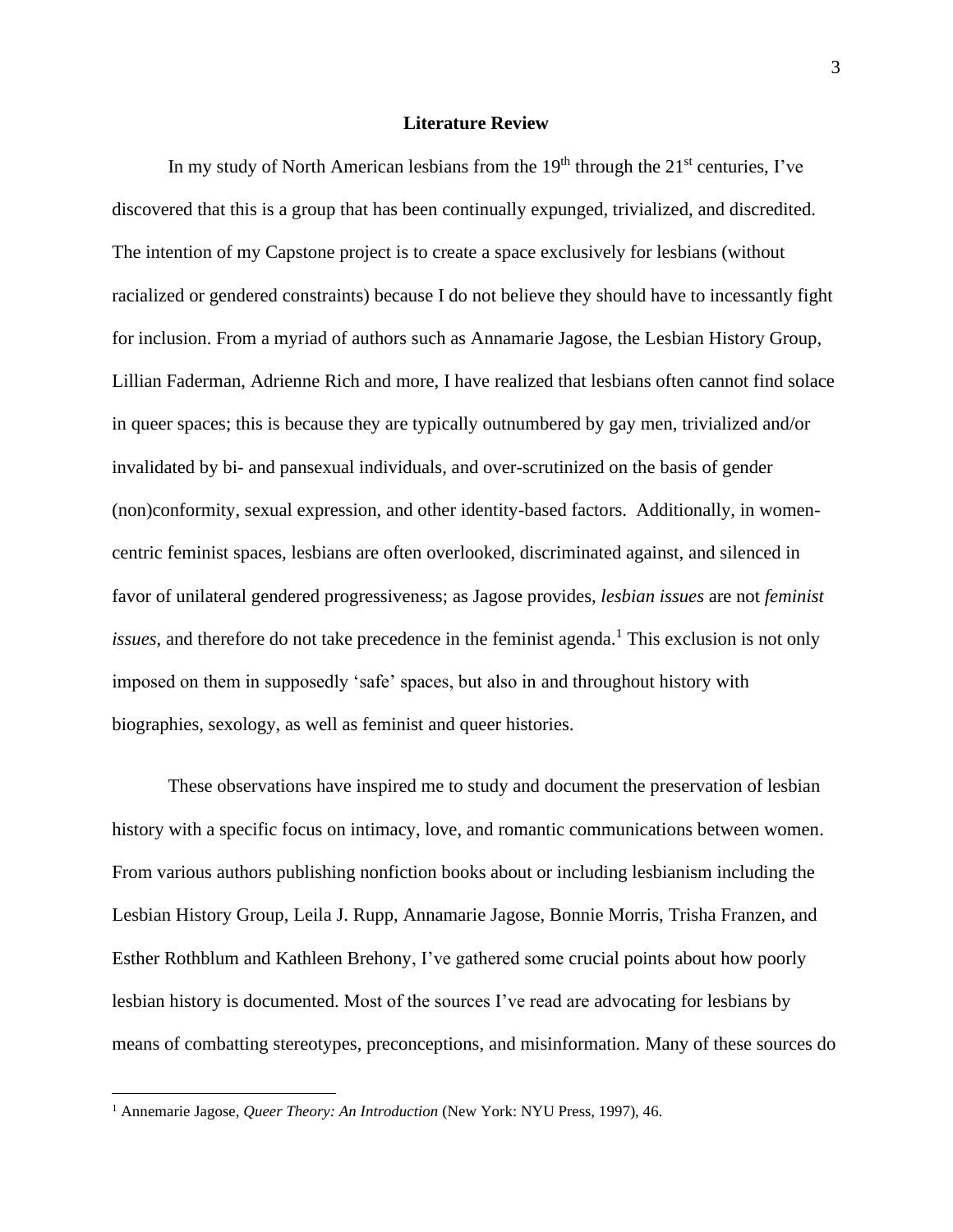## Literature Review

In my study of North American lesbians from the 19th through the 21st centuries, I've discovered that this is a group that has been continually expunged, trivialized, and discredited. The intention of my Capstone project is to create a space exclusively for lesbians (without racialized or gendered constraints) because I do not believe they should have to incessantly fight for inclusion. From a myriad of authors such as Annamarie Jagose, the Lesbian History Group, Lillian Faderman, Adrienne Rich and more, I have realized that lesbians often cannot find solace in queer spaces; this is because they are typically outnumbered by gay men, trivialized and/or invalidated by bi- and pansexual individuals, and over-scrutinized on the basis of gender (non)conformity, sexual expression, and other identity-based factors. Additionally, in women-centric feminist spaces, lesbians are often overlooked, discriminated against, and silenced in favor of unilateral gendered progressiveness; as Jagose provides, *lesbian issues* are not *feminist issues*, and therefore do not take precedence in the feminist agenda.[1] This exclusion is not only imposed on them in supposedly 'safe' spaces, but also in and throughout history with biographies, sexology, as well as feminist and queer histories.

These observations have inspired me to study and document the preservation of lesbian history with a specific focus on intimacy, love, and romantic communications between women. From various authors publishing nonfiction books about or including lesbianism including the Lesbian History Group, Leila J. Rupp, Annamarie Jagose, Bonnie Morris, Trisha Franzen, and Esther Rothblum and Kathleen Brehony, I've gathered some crucial points about how poorly lesbian history is documented. Most of the sources I've read are advocating for lesbians by means of combatting stereotypes, preconceptions, and misinformation. Many of these sources do

[1] Annamarie Jagose, *Queer Theory: An Introduction* (New York: NYU Press, 1997), 46.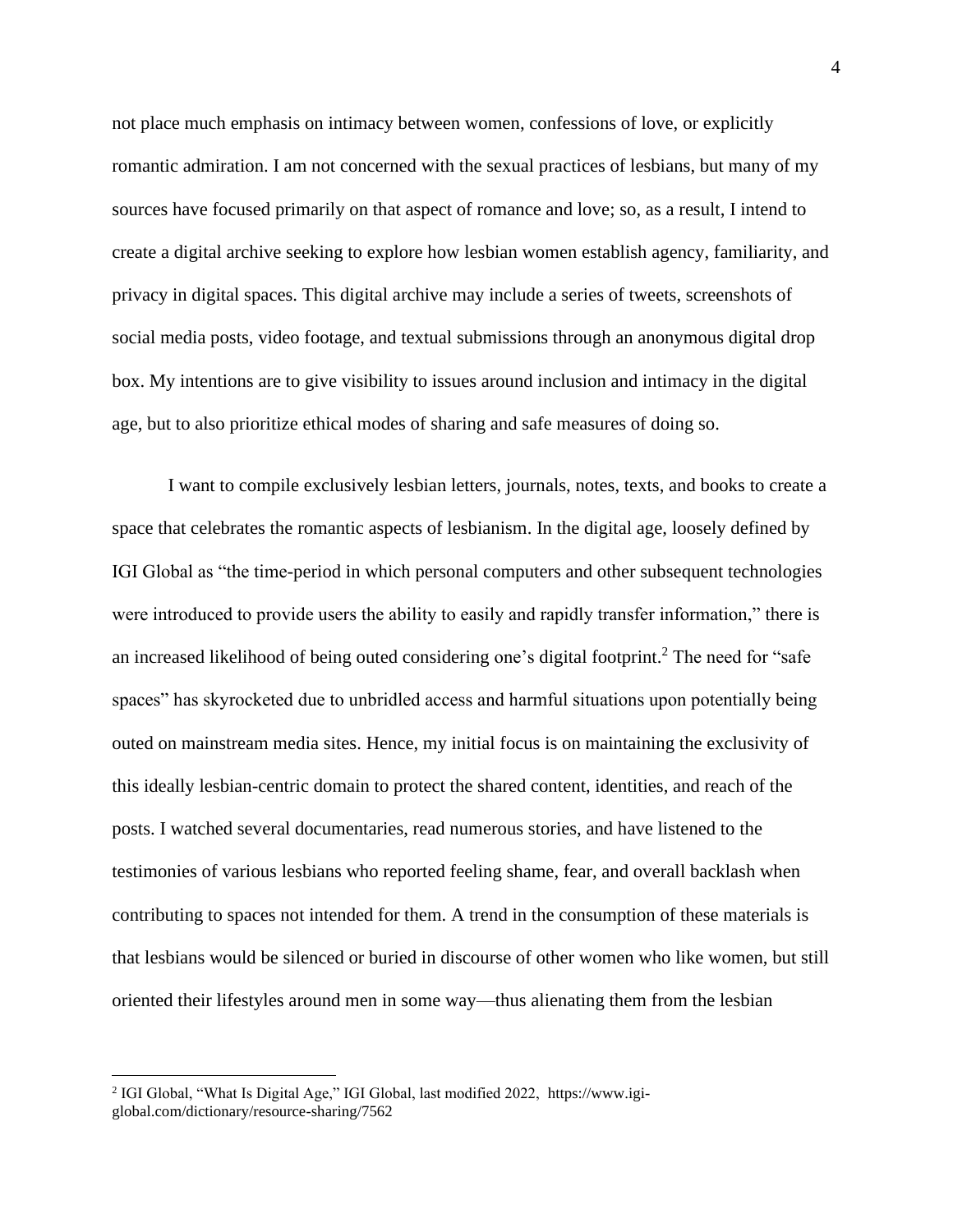not place much emphasis on intimacy between women, confessions of love, or explicitly romantic admiration. I am not concerned with the sexual practices of lesbians, but many of my sources have focused primarily on that aspect of romance and love; so, as a result, I intend to create a digital archive seeking to explore how lesbian women establish agency, familiarity, and privacy in digital spaces. This digital archive may include a series of tweets, screenshots of social media posts, video footage, and textual submissions through an anonymous digital drop box. My intentions are to give visibility to issues around inclusion and intimacy in the digital age, but to also prioritize ethical modes of sharing and safe measures of doing so.

I want to compile exclusively lesbian letters, journals, notes, texts, and books to create a space that celebrates the romantic aspects of lesbianism. In the digital age, loosely defined by IGI Global as "the time-period in which personal computers and other subsequent technologies were introduced to provide users the ability to easily and rapidly transfer information," there is an increased likelihood of being outed considering one's digital footprint.[2] The need for "safe spaces" has skyrocketed due to unbridled access and harmful situations upon potentially being outed on mainstream media sites. Hence, my initial focus is on maintaining the exclusivity of this ideally lesbian-centric domain to protect the shared content, identities, and reach of the posts. I watched several documentaries, read numerous stories, and have listened to the testimonies of various lesbians who reported feeling shame, fear, and overall backlash when contributing to spaces not intended for them. A trend in the consumption of these materials is that lesbians would be silenced or buried in discourse of other women who like women, but still oriented their lifestyles around men in some way—thus alienating them from the lesbian

[2] IGI Global, "What Is Digital Age," IGI Global, last modified 2022, https://www.igi-global.com/dictionary/resource-sharing/7562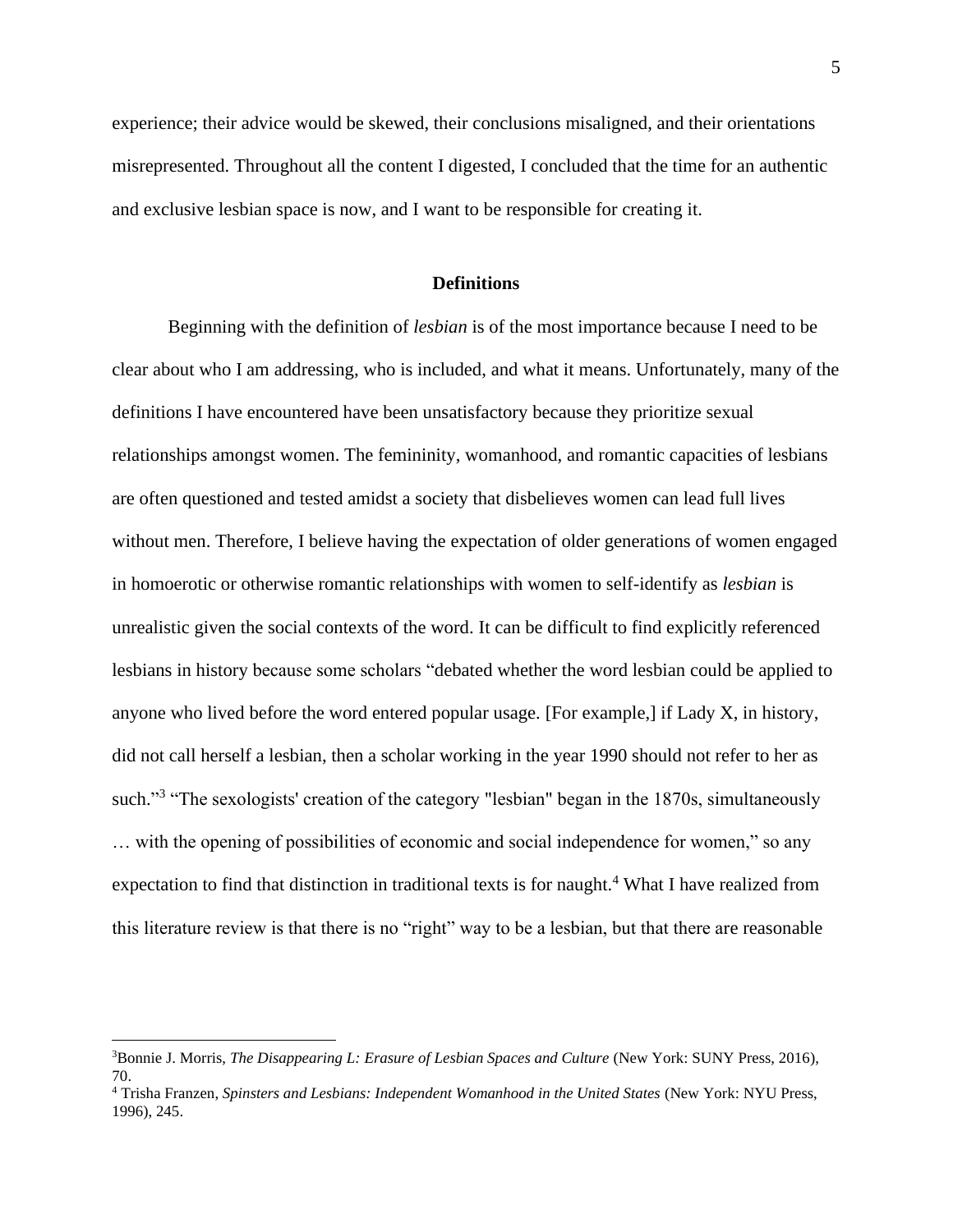experience; their advice would be skewed, their conclusions misaligned, and their orientations misrepresented. Throughout all the content I digested, I concluded that the time for an authentic and exclusive lesbian space is now, and I want to be responsible for creating it.

## Definitions

Beginning with the definition of *lesbian* is of the most importance because I need to be clear about who I am addressing, who is included, and what it means. Unfortunately, many of the definitions I have encountered have been unsatisfactory because they prioritize sexual relationships amongst women. The femininity, womanhood, and romantic capacities of lesbians are often questioned and tested amidst a society that disbelieves women can lead full lives without men. Therefore, I believe having the expectation of older generations of women engaged in homoerotic or otherwise romantic relationships with women to self-identify as *lesbian* is unrealistic given the social contexts of the word. It can be difficult to find explicitly referenced lesbians in history because some scholars "debated whether the word lesbian could be applied to anyone who lived before the word entered popular usage. [For example,] if Lady X, in history, did not call herself a lesbian, then a scholar working in the year 1990 should not refer to her as such."[3] "The sexologists' creation of the category "lesbian" began in the 1870s, simultaneously … with the opening of possibilities of economic and social independence for women," so any expectation to find that distinction in traditional texts is for naught.[4] What I have realized from this literature review is that there is no "right" way to be a lesbian, but that there are reasonable

---

[3] Bonnie J. Morris, *The Disappearing L: Erasure of Lesbian Spaces and Culture* (New York: SUNY Press, 2016), 70.

[4] Trisha Franzen, *Spinsters and Lesbians: Independent Womanhood in the United States* (New York: NYU Press, 1996), 245.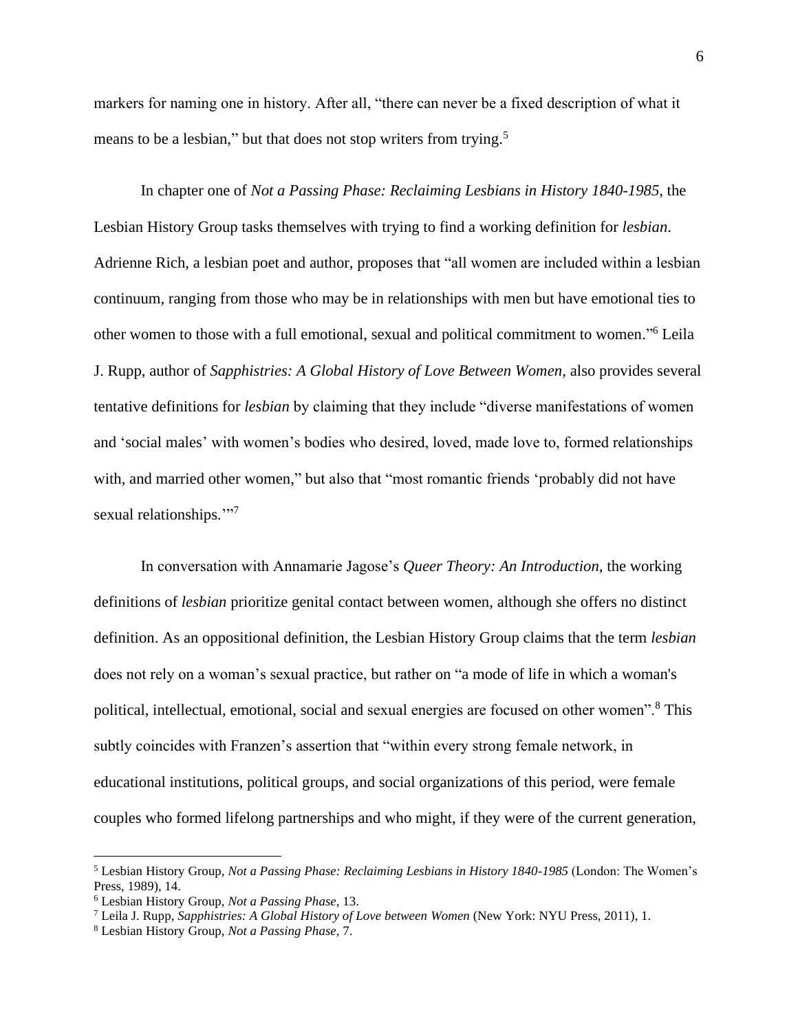markers for naming one in history. After all, "there can never be a fixed description of what it means to be a lesbian," but that does not stop writers from trying.[5]

In chapter one of *Not a Passing Phase: Reclaiming Lesbians in History 1840-1985*, the Lesbian History Group tasks themselves with trying to find a working definition for *lesbian*. Adrienne Rich, a lesbian poet and author, proposes that "all women are included within a lesbian continuum, ranging from those who may be in relationships with men but have emotional ties to other women to those with a full emotional, sexual and political commitment to women."[6] Leila J. Rupp, author of *Sapphistries: A Global History of Love Between Women,* also provides several tentative definitions for *lesbian* by claiming that they include "diverse manifestations of women and 'social males' with women's bodies who desired, loved, made love to, formed relationships with, and married other women," but also that "most romantic friends 'probably did not have sexual relationships.'"[7]

In conversation with Annamarie Jagose's *Queer Theory: An Introduction*, the working definitions of *lesbian* prioritize genital contact between women, although she offers no distinct definition. As an oppositional definition, the Lesbian History Group claims that the term *lesbian* does not rely on a woman's sexual practice, but rather on "a mode of life in which a woman's political, intellectual, emotional, social and sexual energies are focused on other women".[8] This subtly coincides with Franzen's assertion that "within every strong female network, in educational institutions, political groups, and social organizations of this period, were female couples who formed lifelong partnerships and who might, if they were of the current generation,

---

[5] Lesbian History Group, *Not a Passing Phase: Reclaiming Lesbians in History 1840-1985* (London: The Women's Press, 1989), 14.

[6] Lesbian History Group, *Not a Passing Phase*, 13.

[7] Leila J. Rupp, *Sapphistries: A Global History of Love between Women* (New York: NYU Press, 2011), 1.

[8] Lesbian History Group, *Not a Passing Phase*, 7.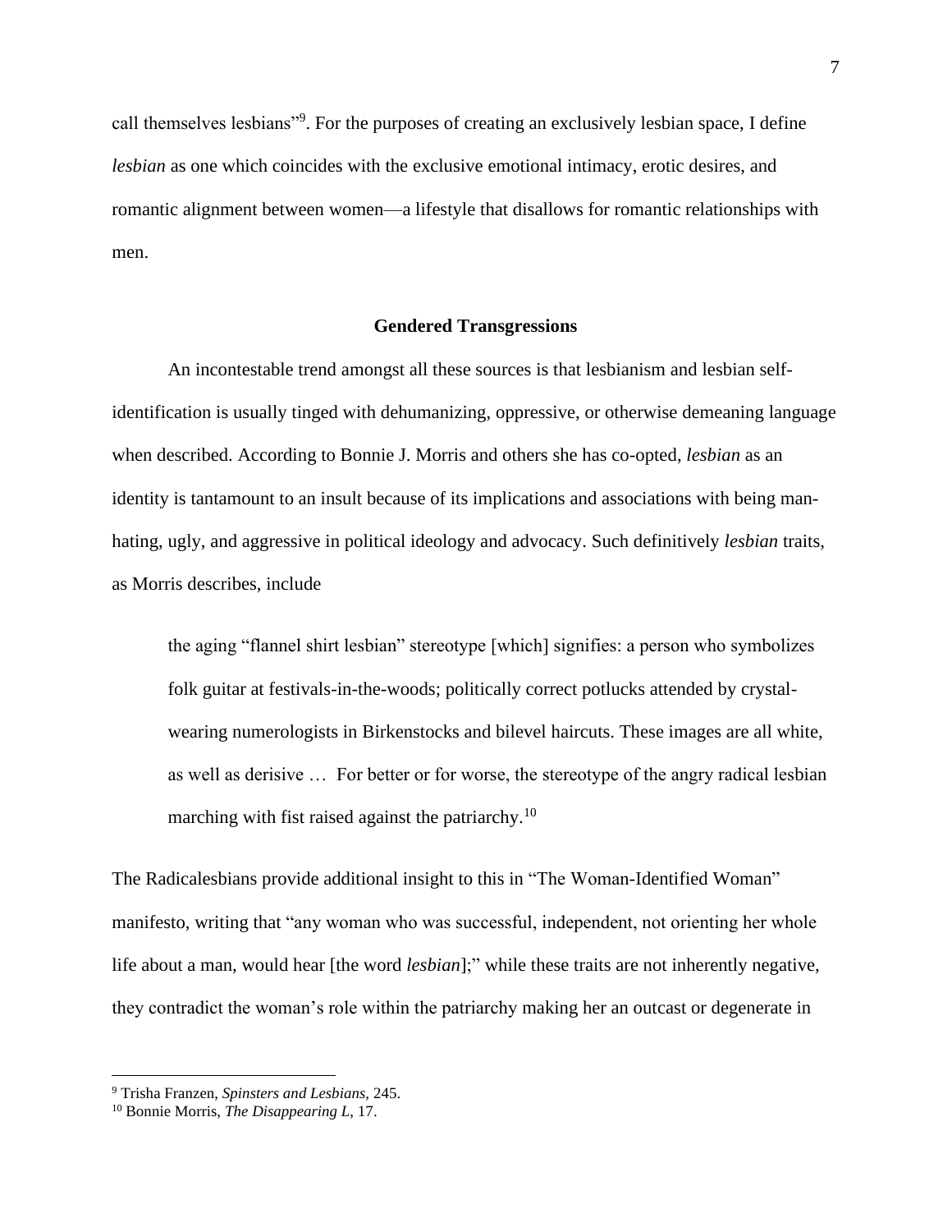call themselves lesbians"[9]. For the purposes of creating an exclusively lesbian space, I define *lesbian* as one which coincides with the exclusive emotional intimacy, erotic desires, and romantic alignment between women—a lifestyle that disallows for romantic relationships with men.

## Gendered Transgressions

An incontestable trend amongst all these sources is that lesbianism and lesbian self-identification is usually tinged with dehumanizing, oppressive, or otherwise demeaning language when described. According to Bonnie J. Morris and others she has co-opted, *lesbian* as an identity is tantamount to an insult because of its implications and associations with being man-hating, ugly, and aggressive in political ideology and advocacy. Such definitively *lesbian* traits, as Morris describes, include

> the aging "flannel shirt lesbian" stereotype [which] signifies: a person who symbolizes folk guitar at festivals-in-the-woods; politically correct potlucks attended by crystal-wearing numerologists in Birkenstocks and bilevel haircuts. These images are all white, as well as derisive … For better or for worse, the stereotype of the angry radical lesbian marching with fist raised against the patriarchy.[10]

The Radicalesbians provide additional insight to this in "The Woman-Identified Woman" manifesto, writing that "any woman who was successful, independent, not orienting her whole life about a man, would hear [the word *lesbian*];" while these traits are not inherently negative, they contradict the woman's role within the patriarchy making her an outcast or degenerate in

---

[9] Trisha Franzen, *Spinsters and Lesbians*, 245.

[10] Bonnie Morris, *The Disappearing L*, 17.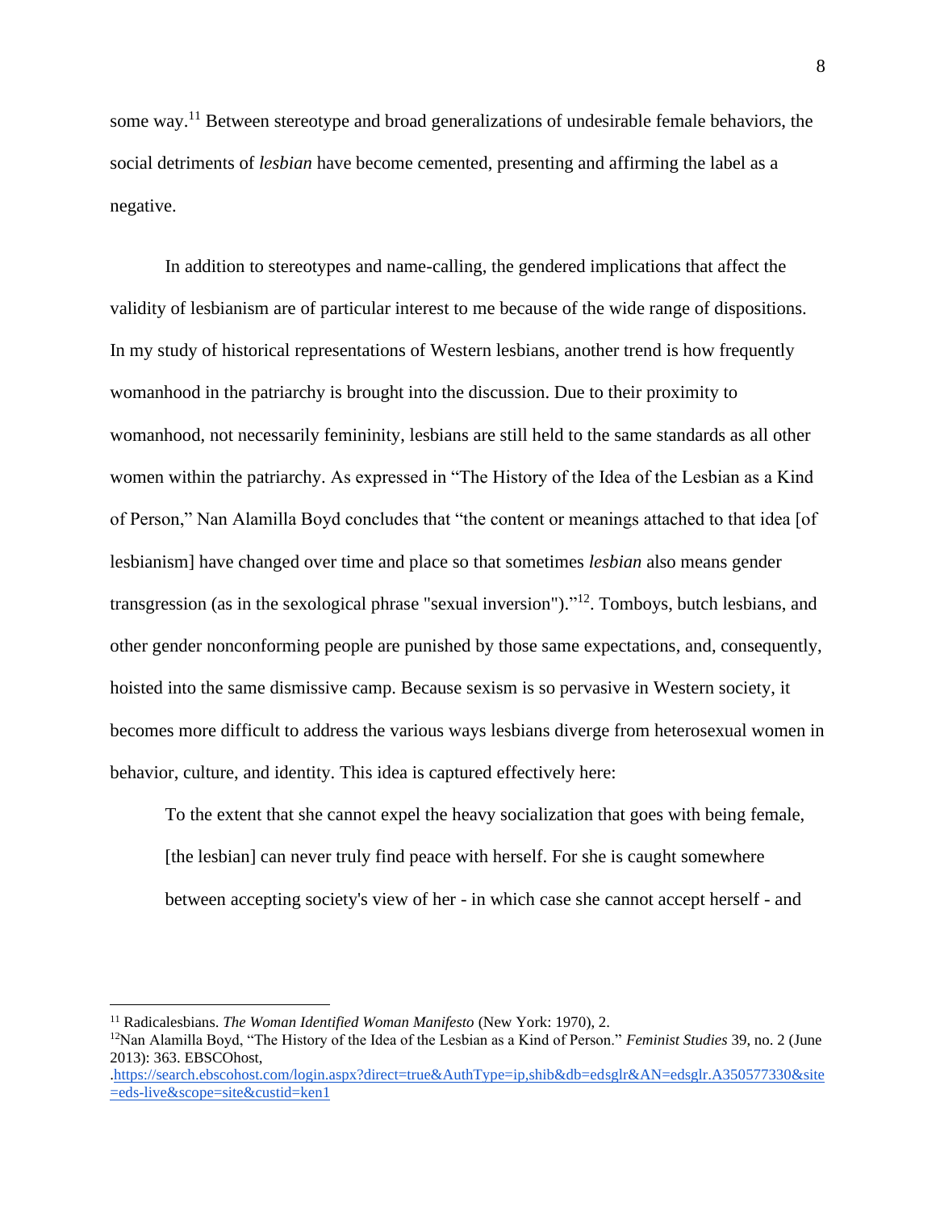some way.[11] Between stereotype and broad generalizations of undesirable female behaviors, the social detriments of *lesbian* have become cemented, presenting and affirming the label as a negative.

In addition to stereotypes and name-calling, the gendered implications that affect the validity of lesbianism are of particular interest to me because of the wide range of dispositions. In my study of historical representations of Western lesbians, another trend is how frequently womanhood in the patriarchy is brought into the discussion. Due to their proximity to womanhood, not necessarily femininity, lesbians are still held to the same standards as all other women within the patriarchy. As expressed in "The History of the Idea of the Lesbian as a Kind of Person," Nan Alamilla Boyd concludes that "the content or meanings attached to that idea [of lesbianism] have changed over time and place so that sometimes *lesbian* also means gender transgression (as in the sexological phrase "sexual inversion")."[12]. Tomboys, butch lesbians, and other gender nonconforming people are punished by those same expectations, and, consequently, hoisted into the same dismissive camp. Because sexism is so pervasive in Western society, it becomes more difficult to address the various ways lesbians diverge from heterosexual women in behavior, culture, and identity. This idea is captured effectively here:

> To the extent that she cannot expel the heavy socialization that goes with being female, [the lesbian] can never truly find peace with herself. For she is caught somewhere between accepting society's view of her - in which case she cannot accept herself - and

---

[11] Radicalesbians. *The Woman Identified Woman Manifesto* (New York: 1970), 2.

[12] Nan Alamilla Boyd, "The History of the Idea of the Lesbian as a Kind of Person." *Feminist Studies* 39, no. 2 (June 2013): 363. EBSCOhost, .https://search.ebscohost.com/login.aspx?direct=true&AuthType=ip,shib&db=edsglr&AN=edsglr.A350577330&site=eds-live&scope=site&custid=ken1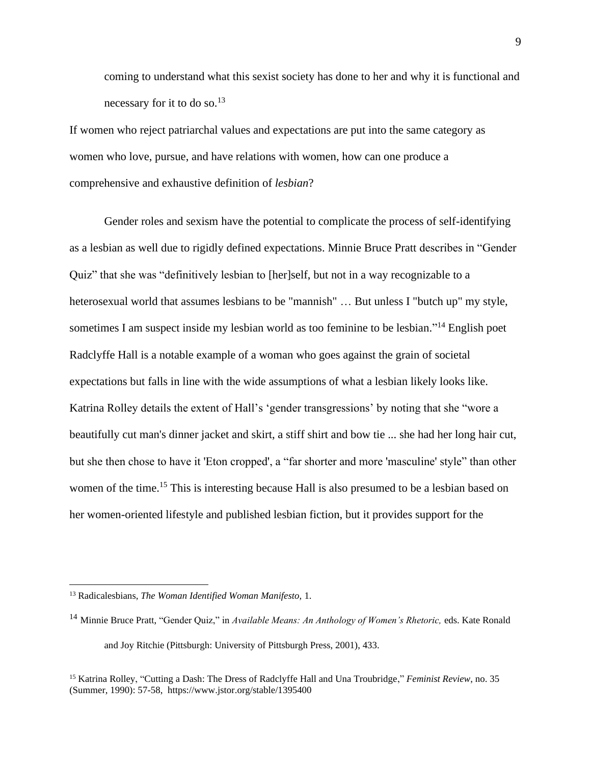> coming to understand what this sexist society has done to her and why it is functional and necessary for it to do so.[13]

If women who reject patriarchal values and expectations are put into the same category as women who love, pursue, and have relations with women, how can one produce a comprehensive and exhaustive definition of *lesbian*?

Gender roles and sexism have the potential to complicate the process of self-identifying as a lesbian as well due to rigidly defined expectations. Minnie Bruce Pratt describes in "Gender Quiz" that she was "definitively lesbian to [her]self, but not in a way recognizable to a heterosexual world that assumes lesbians to be "mannish" … But unless I "butch up" my style, sometimes I am suspect inside my lesbian world as too feminine to be lesbian."[14] English poet Radclyffe Hall is a notable example of a woman who goes against the grain of societal expectations but falls in line with the wide assumptions of what a lesbian likely looks like. Katrina Rolley details the extent of Hall's 'gender transgressions' by noting that she "wore a beautifully cut man's dinner jacket and skirt, a stiff shirt and bow tie ... she had her long hair cut, but she then chose to have it 'Eton cropped', a "far shorter and more 'masculine' style" than other women of the time.[15] This is interesting because Hall is also presumed to be a lesbian based on her women-oriented lifestyle and published lesbian fiction, but it provides support for the

---

[13] Radicalesbians, *The Woman Identified Woman Manifesto,* 1.

[14] Minnie Bruce Pratt, "Gender Quiz," in *Available Means: An Anthology of Women's Rhetoric,* eds. Kate Ronald and Joy Ritchie (Pittsburgh: University of Pittsburgh Press, 2001), 433.

[15] Katrina Rolley, "Cutting a Dash: The Dress of Radclyffe Hall and Una Troubridge," *Feminist Review,* no. 35 (Summer, 1990): 57-58, https://www.jstor.org/stable/1395400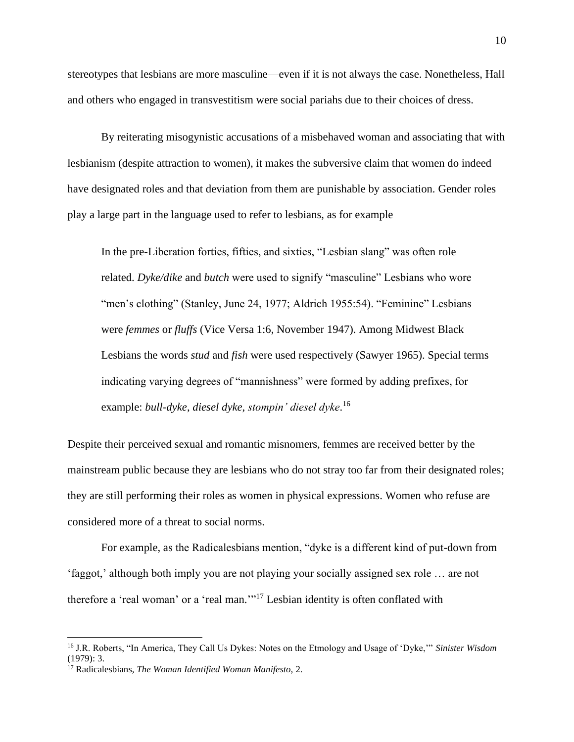stereotypes that lesbians are more masculine—even if it is not always the case. Nonetheless, Hall and others who engaged in transvestitism were social pariahs due to their choices of dress.

By reiterating misogynistic accusations of a misbehaved woman and associating that with lesbianism (despite attraction to women), it makes the subversive claim that women do indeed have designated roles and that deviation from them are punishable by association. Gender roles play a large part in the language used to refer to lesbians, as for example

> In the pre-Liberation forties, fifties, and sixties, "Lesbian slang" was often role related. *Dyke/dike* and *butch* were used to signify "masculine" Lesbians who wore "men's clothing" (Stanley, June 24, 1977; Aldrich 1955:54). "Feminine" Lesbians were *femmes* or *fluffs* (Vice Versa 1:6, November 1947). Among Midwest Black Lesbians the words *stud* and *fish* were used respectively (Sawyer 1965). Special terms indicating varying degrees of "mannishness" were formed by adding prefixes, for example: *bull-dyke*, *diesel dyke*, *stompin' diesel dyke*.[16]

Despite their perceived sexual and romantic misnomers, femmes are received better by the mainstream public because they are lesbians who do not stray too far from their designated roles; they are still performing their roles as women in physical expressions. Women who refuse are considered more of a threat to social norms.

For example, as the Radicalesbians mention, "dyke is a different kind of put-down from 'faggot,' although both imply you are not playing your socially assigned sex role … are not therefore a 'real woman' or a 'real man.'"[17] Lesbian identity is often conflated with

---

[16] J.R. Roberts, "In America, They Call Us Dykes: Notes on the Etmology and Usage of 'Dyke,'" *Sinister Wisdom* (1979): 3.

[17] Radicalesbians, *The Woman Identified Woman Manifesto*, 2.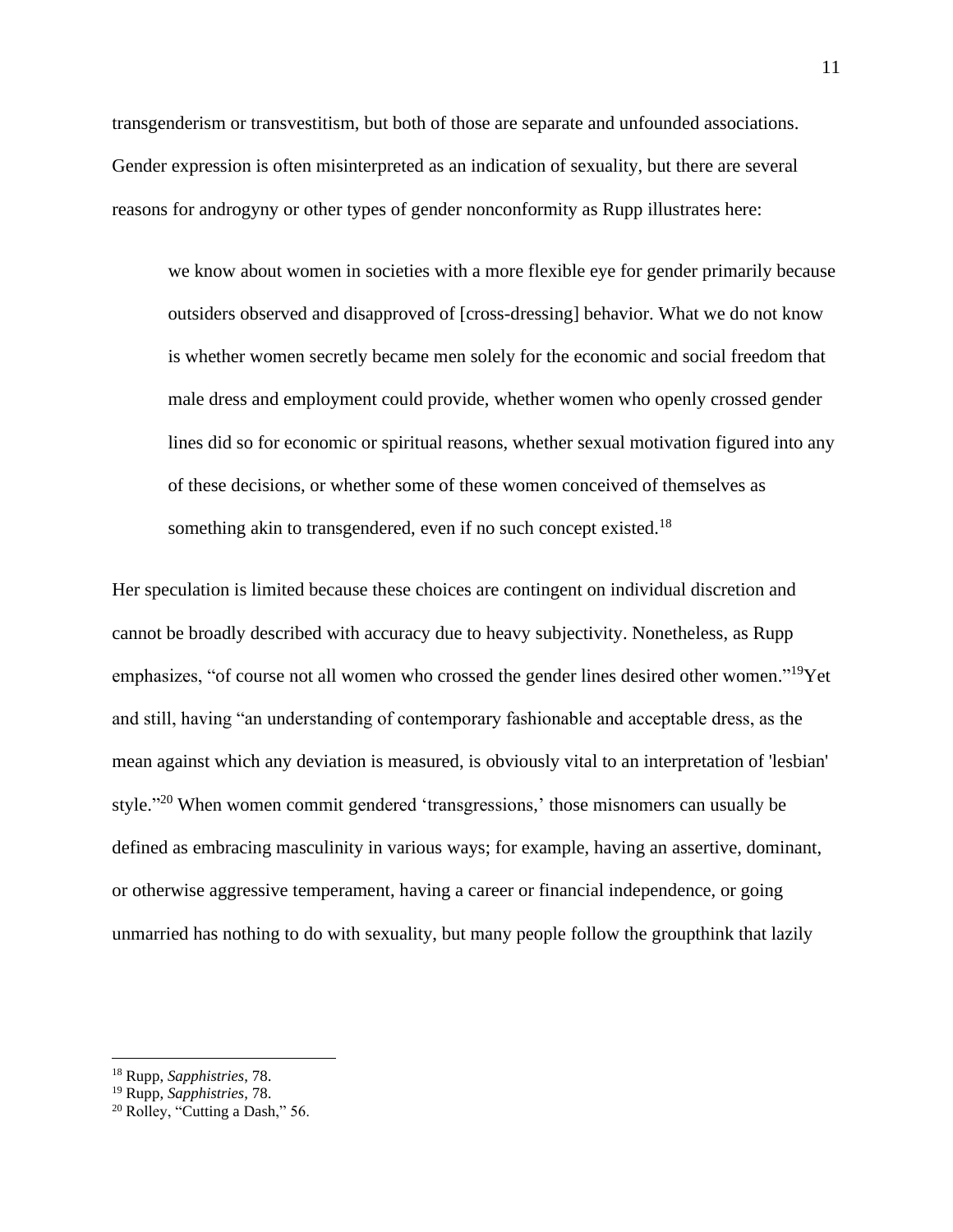transgenderism or transvestitism, but both of those are separate and unfounded associations. Gender expression is often misinterpreted as an indication of sexuality, but there are several reasons for androgyny or other types of gender nonconformity as Rupp illustrates here:

> we know about women in societies with a more flexible eye for gender primarily because outsiders observed and disapproved of [cross-dressing] behavior. What we do not know is whether women secretly became men solely for the economic and social freedom that male dress and employment could provide, whether women who openly crossed gender lines did so for economic or spiritual reasons, whether sexual motivation figured into any of these decisions, or whether some of these women conceived of themselves as something akin to transgendered, even if no such concept existed.[18]

Her speculation is limited because these choices are contingent on individual discretion and cannot be broadly described with accuracy due to heavy subjectivity. Nonetheless, as Rupp emphasizes, "of course not all women who crossed the gender lines desired other women."[19]Yet and still, having "an understanding of contemporary fashionable and acceptable dress, as the mean against which any deviation is measured, is obviously vital to an interpretation of 'lesbian' style."[20] When women commit gendered 'transgressions,' those misnomers can usually be defined as embracing masculinity in various ways; for example, having an assertive, dominant, or otherwise aggressive temperament, having a career or financial independence, or going unmarried has nothing to do with sexuality, but many people follow the groupthink that lazily

---

[18] Rupp, *Sapphistries*, 78.
[19] Rupp, *Sapphistries*, 78.
[20] Rolley, "Cutting a Dash," 56.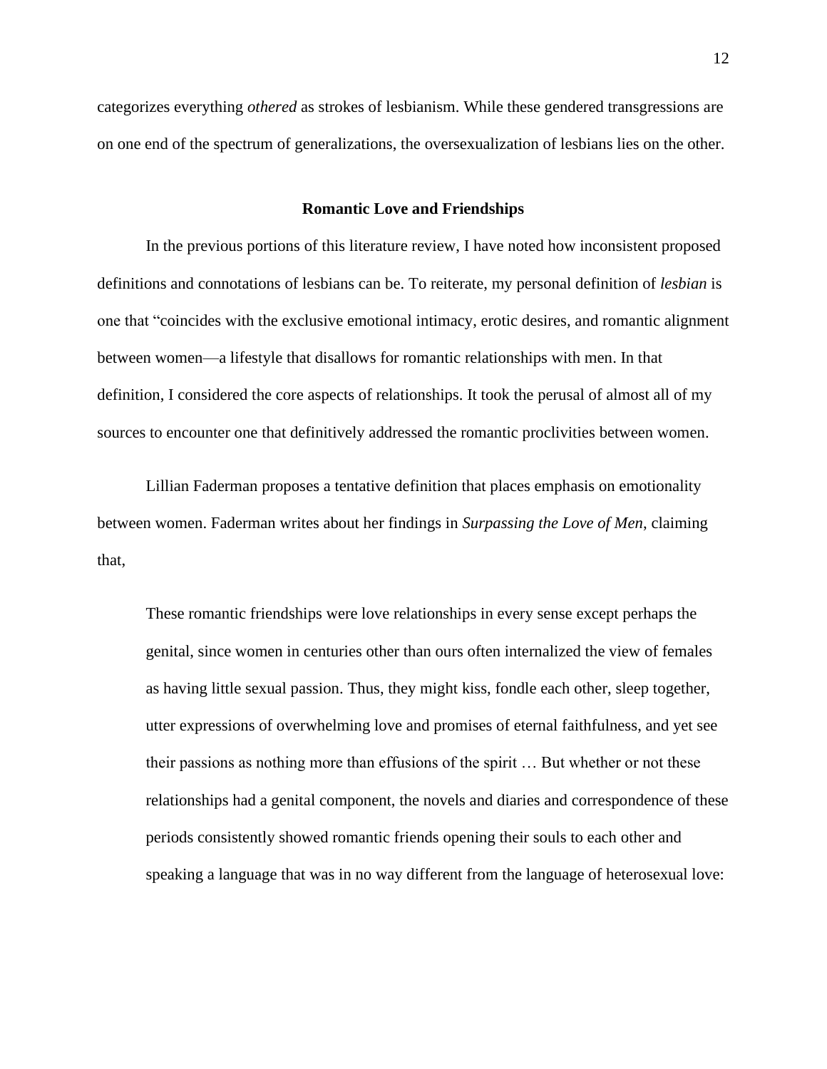categorizes everything *othered* as strokes of lesbianism. While these gendered transgressions are on one end of the spectrum of generalizations, the oversexualization of lesbians lies on the other.

## Romantic Love and Friendships

In the previous portions of this literature review, I have noted how inconsistent proposed definitions and connotations of lesbians can be. To reiterate, my personal definition of *lesbian* is one that "coincides with the exclusive emotional intimacy, erotic desires, and romantic alignment between women—a lifestyle that disallows for romantic relationships with men. In that definition, I considered the core aspects of relationships. It took the perusal of almost all of my sources to encounter one that definitively addressed the romantic proclivities between women.

Lillian Faderman proposes a tentative definition that places emphasis on emotionality between women. Faderman writes about her findings in *Surpassing the Love of Men*, claiming that,

> These romantic friendships were love relationships in every sense except perhaps the genital, since women in centuries other than ours often internalized the view of females as having little sexual passion. Thus, they might kiss, fondle each other, sleep together, utter expressions of overwhelming love and promises of eternal faithfulness, and yet see their passions as nothing more than effusions of the spirit … But whether or not these relationships had a genital component, the novels and diaries and correspondence of these periods consistently showed romantic friends opening their souls to each other and speaking a language that was in no way different from the language of heterosexual love: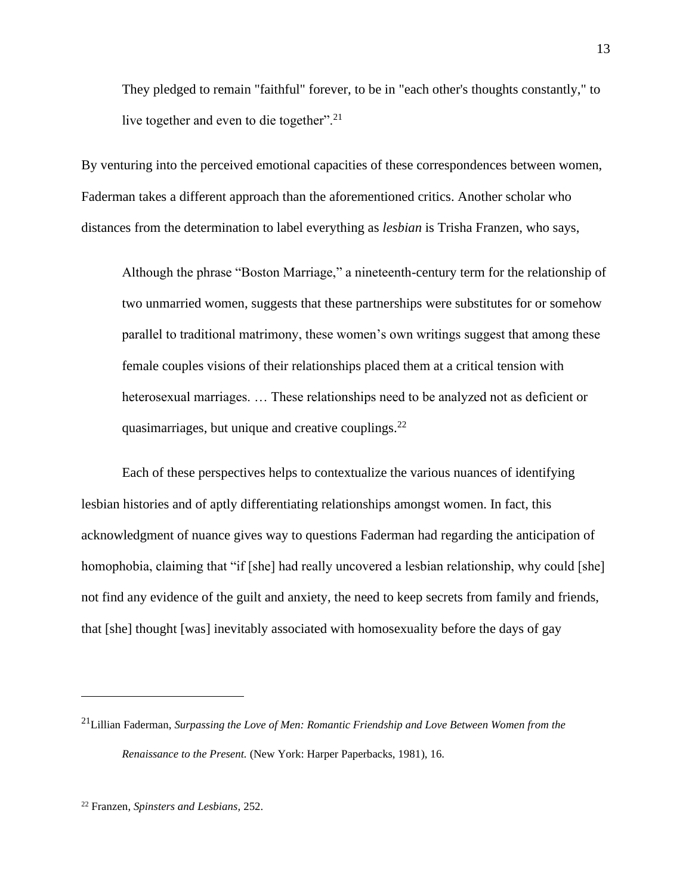> They pledged to remain "faithful" forever, to be in "each other's thoughts constantly," to live together and even to die together".[21]

By venturing into the perceived emotional capacities of these correspondences between women, Faderman takes a different approach than the aforementioned critics. Another scholar who distances from the determination to label everything as *lesbian* is Trisha Franzen, who says,

> Although the phrase "Boston Marriage," a nineteenth-century term for the relationship of two unmarried women, suggests that these partnerships were substitutes for or somehow parallel to traditional matrimony, these women's own writings suggest that among these female couples visions of their relationships placed them at a critical tension with heterosexual marriages. … These relationships need to be analyzed not as deficient or quasimarriages, but unique and creative couplings.[22]

Each of these perspectives helps to contextualize the various nuances of identifying lesbian histories and of aptly differentiating relationships amongst women. In fact, this acknowledgment of nuance gives way to questions Faderman had regarding the anticipation of homophobia, claiming that "if [she] had really uncovered a lesbian relationship, why could [she] not find any evidence of the guilt and anxiety, the need to keep secrets from family and friends, that [she] thought [was] inevitably associated with homosexuality before the days of gay

---

[21] Lillian Faderman, *Surpassing the Love of Men: Romantic Friendship and Love Between Women from the Renaissance to the Present.* (New York: Harper Paperbacks, 1981), 16.

[22] Franzen, *Spinsters and Lesbians,* 252.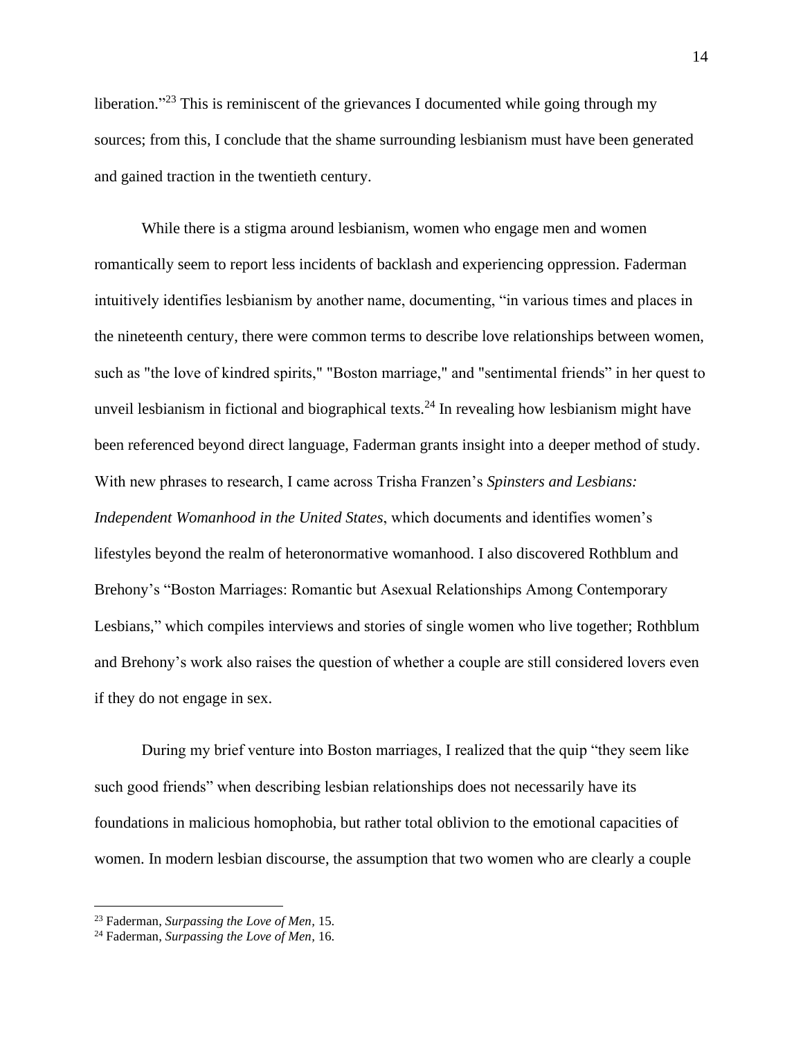liberation."[23] This is reminiscent of the grievances I documented while going through my sources; from this, I conclude that the shame surrounding lesbianism must have been generated and gained traction in the twentieth century.

While there is a stigma around lesbianism, women who engage men and women romantically seem to report less incidents of backlash and experiencing oppression. Faderman intuitively identifies lesbianism by another name, documenting, "in various times and places in the nineteenth century, there were common terms to describe love relationships between women, such as "the love of kindred spirits," "Boston marriage," and "sentimental friends" in her quest to unveil lesbianism in fictional and biographical texts.[24] In revealing how lesbianism might have been referenced beyond direct language, Faderman grants insight into a deeper method of study. With new phrases to research, I came across Trisha Franzen's *Spinsters and Lesbians: Independent Womanhood in the United States*, which documents and identifies women's lifestyles beyond the realm of heteronormative womanhood. I also discovered Rothblum and Brehony's "Boston Marriages: Romantic but Asexual Relationships Among Contemporary Lesbians," which compiles interviews and stories of single women who live together; Rothblum and Brehony's work also raises the question of whether a couple are still considered lovers even if they do not engage in sex.

During my brief venture into Boston marriages, I realized that the quip "they seem like such good friends" when describing lesbian relationships does not necessarily have its foundations in malicious homophobia, but rather total oblivion to the emotional capacities of women. In modern lesbian discourse, the assumption that two women who are clearly a couple

---

[23] Faderman, *Surpassing the Love of Men*, 15.

[24] Faderman, *Surpassing the Love of Men*, 16.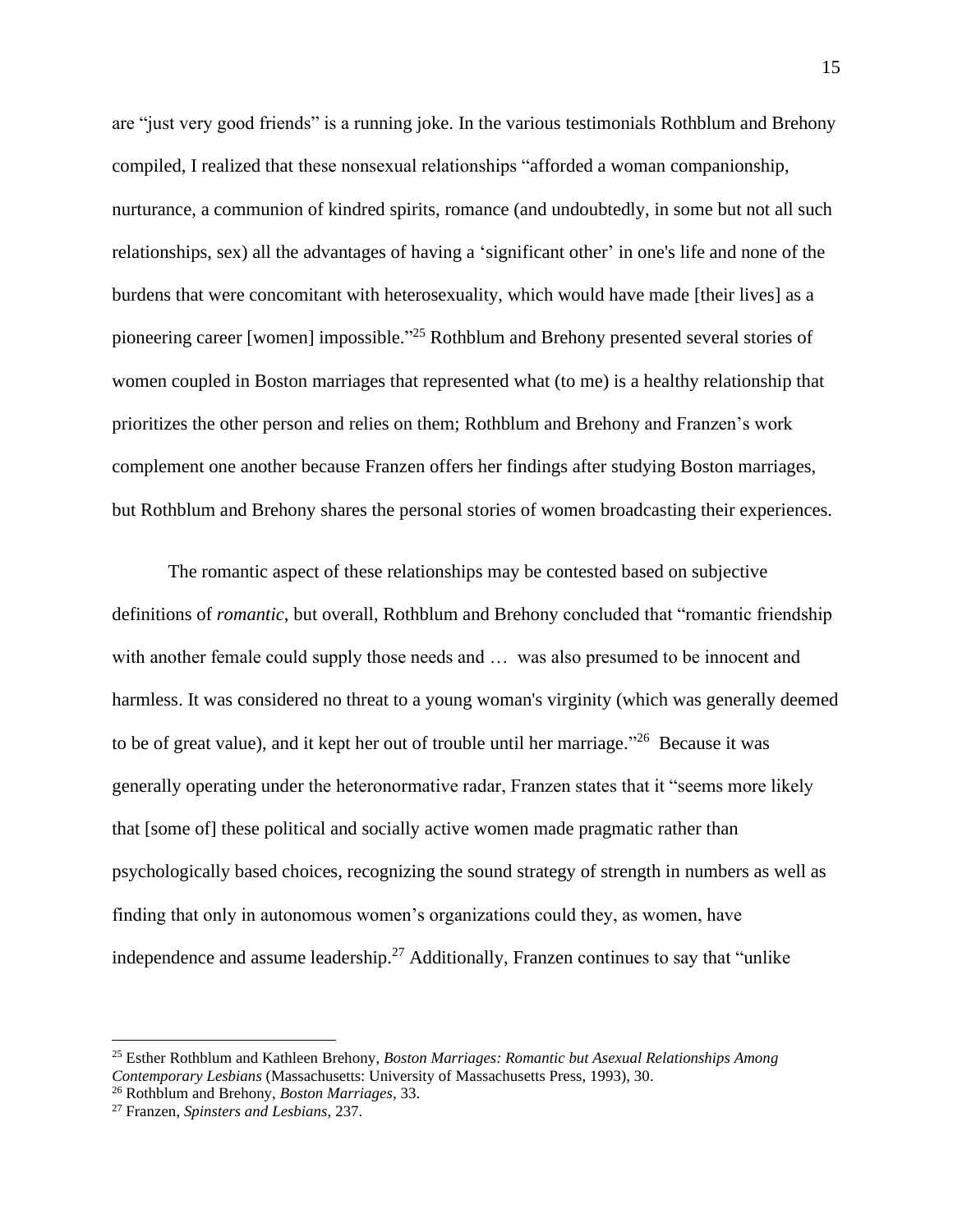are "just very good friends" is a running joke. In the various testimonials Rothblum and Brehony compiled, I realized that these nonsexual relationships "afforded a woman companionship, nurturance, a communion of kindred spirits, romance (and undoubtedly, in some but not all such relationships, sex) all the advantages of having a 'significant other' in one's life and none of the burdens that were concomitant with heterosexuality, which would have made [their lives] as a pioneering career [women] impossible."[25] Rothblum and Brehony presented several stories of women coupled in Boston marriages that represented what (to me) is a healthy relationship that prioritizes the other person and relies on them; Rothblum and Brehony and Franzen's work complement one another because Franzen offers her findings after studying Boston marriages, but Rothblum and Brehony shares the personal stories of women broadcasting their experiences.

The romantic aspect of these relationships may be contested based on subjective definitions of *romantic*, but overall, Rothblum and Brehony concluded that "romantic friendship with another female could supply those needs and … was also presumed to be innocent and harmless. It was considered no threat to a young woman's virginity (which was generally deemed to be of great value), and it kept her out of trouble until her marriage."[26] Because it was generally operating under the heteronormative radar, Franzen states that it "seems more likely that [some of] these political and socially active women made pragmatic rather than psychologically based choices, recognizing the sound strategy of strength in numbers as well as finding that only in autonomous women's organizations could they, as women, have independence and assume leadership.[27] Additionally, Franzen continues to say that "unlike

---

[25] Esther Rothblum and Kathleen Brehony, *Boston Marriages: Romantic but Asexual Relationships Among Contemporary Lesbians* (Massachusetts: University of Massachusetts Press, 1993), 30.

[26] Rothblum and Brehony, *Boston Marriages,* 33.

[27] Franzen, *Spinsters and Lesbians,* 237.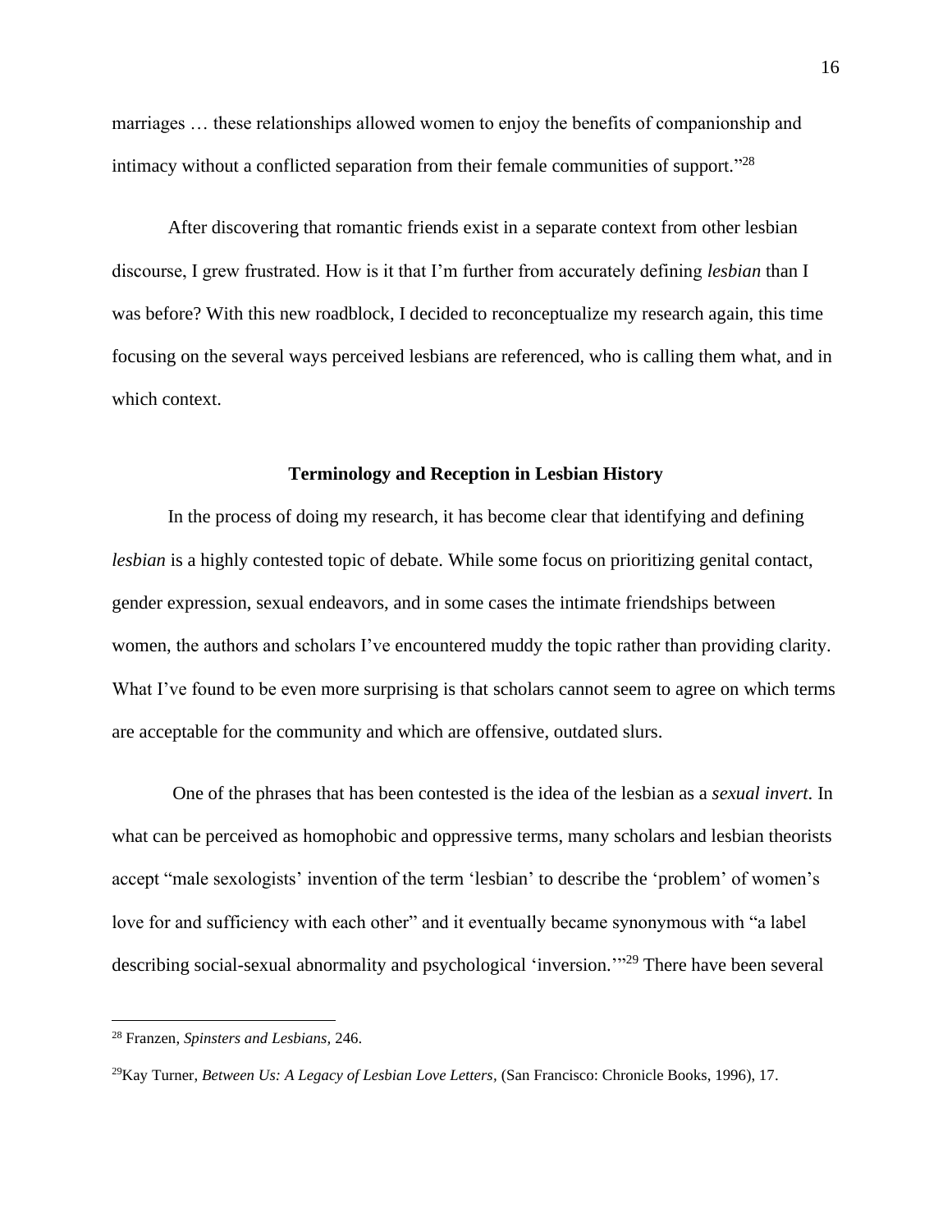marriages … these relationships allowed women to enjoy the benefits of companionship and intimacy without a conflicted separation from their female communities of support."[28]

After discovering that romantic friends exist in a separate context from other lesbian discourse, I grew frustrated. How is it that I'm further from accurately defining *lesbian* than I was before? With this new roadblock, I decided to reconceptualize my research again, this time focusing on the several ways perceived lesbians are referenced, who is calling them what, and in which context.

## Terminology and Reception in Lesbian History

In the process of doing my research, it has become clear that identifying and defining *lesbian* is a highly contested topic of debate. While some focus on prioritizing genital contact, gender expression, sexual endeavors, and in some cases the intimate friendships between women, the authors and scholars I've encountered muddy the topic rather than providing clarity. What I've found to be even more surprising is that scholars cannot seem to agree on which terms are acceptable for the community and which are offensive, outdated slurs.

One of the phrases that has been contested is the idea of the lesbian as a *sexual invert*. In what can be perceived as homophobic and oppressive terms, many scholars and lesbian theorists accept "male sexologists' invention of the term 'lesbian' to describe the 'problem' of women's love for and sufficiency with each other" and it eventually became synonymous with "a label describing social-sexual abnormality and psychological 'inversion.'"[29] There have been several

---

[28] Franzen, *Spinsters and Lesbians,* 246.

[29] Kay Turner, *Between Us: A Legacy of Lesbian Love Letters,* (San Francisco: Chronicle Books, 1996), 17.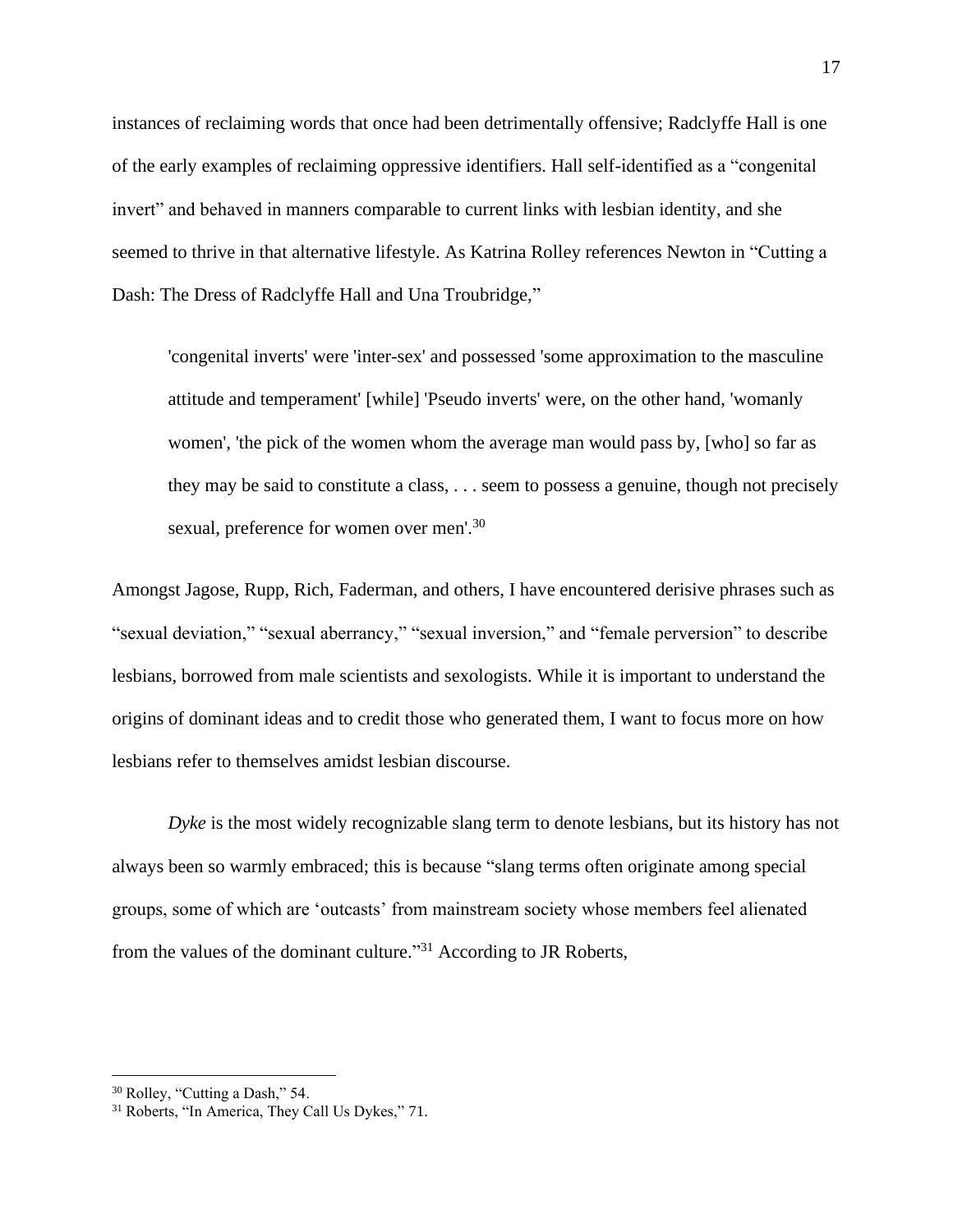instances of reclaiming words that once had been detrimentally offensive; Radclyffe Hall is one of the early examples of reclaiming oppressive identifiers. Hall self-identified as a "congenital invert" and behaved in manners comparable to current links with lesbian identity, and she seemed to thrive in that alternative lifestyle. As Katrina Rolley references Newton in "Cutting a Dash: The Dress of Radclyffe Hall and Una Troubridge,"

> 'congenital inverts' were 'inter-sex' and possessed 'some approximation to the masculine attitude and temperament' [while] 'Pseudo inverts' were, on the other hand, 'womanly women', 'the pick of the women whom the average man would pass by, [who] so far as they may be said to constitute a class, . . . seem to possess a genuine, though not precisely sexual, preference for women over men'.[30]

Amongst Jagose, Rupp, Rich, Faderman, and others, I have encountered derisive phrases such as "sexual deviation," "sexual aberrancy," "sexual inversion," and "female perversion" to describe lesbians, borrowed from male scientists and sexologists. While it is important to understand the origins of dominant ideas and to credit those who generated them, I want to focus more on how lesbians refer to themselves amidst lesbian discourse.

*Dyke* is the most widely recognizable slang term to denote lesbians, but its history has not always been so warmly embraced; this is because "slang terms often originate among special groups, some of which are 'outcasts' from mainstream society whose members feel alienated from the values of the dominant culture."[31] According to JR Roberts,

---

[30] Rolley, "Cutting a Dash," 54.

[31] Roberts, "In America, They Call Us Dykes," 71.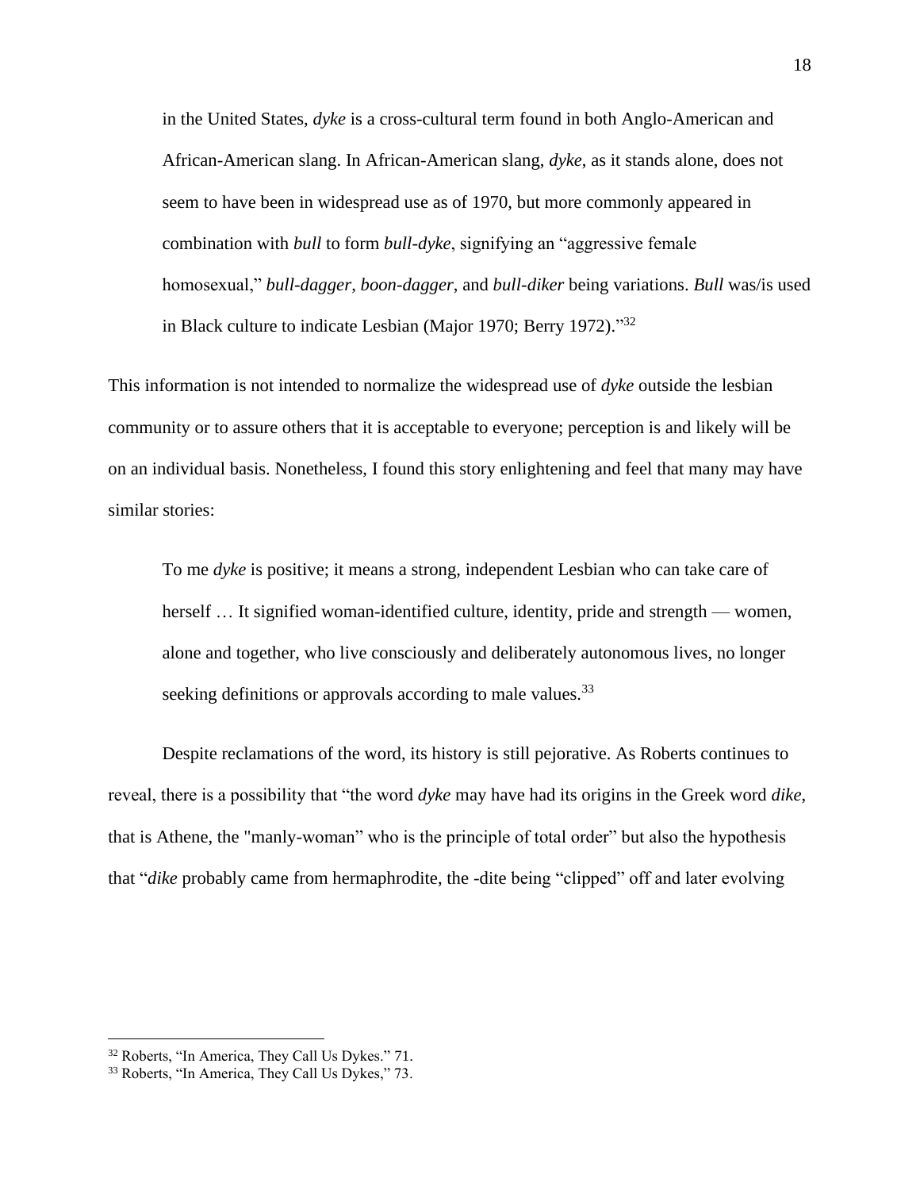> in the United States, *dyke* is a cross-cultural term found in both Anglo-American and African-American slang. In African-American slang, *dyke*, as it stands alone, does not seem to have been in widespread use as of 1970, but more commonly appeared in combination with *bull* to form *bull-dyke*, signifying an "aggressive female homosexual," *bull-dagger*, *boon-dagger*, and *bull-diker* being variations. *Bull* was/is used in Black culture to indicate Lesbian (Major 1970; Berry 1972)."[32]

This information is not intended to normalize the widespread use of *dyke* outside the lesbian community or to assure others that it is acceptable to everyone; perception is and likely will be on an individual basis. Nonetheless, I found this story enlightening and feel that many may have similar stories:

> To me *dyke* is positive; it means a strong, independent Lesbian who can take care of herself … It signified woman-identified culture, identity, pride and strength — women, alone and together, who live consciously and deliberately autonomous lives, no longer seeking definitions or approvals according to male values.[33]

Despite reclamations of the word, its history is still pejorative. As Roberts continues to reveal, there is a possibility that "the word *dyke* may have had its origins in the Greek word *dike*, that is Athene, the "manly-woman" who is the principle of total order" but also the hypothesis that "*dike* probably came from hermaphrodite, the -dite being "clipped" off and later evolving

---

[32] Roberts, "In America, They Call Us Dykes." 71.

[33] Roberts, "In America, They Call Us Dykes," 73.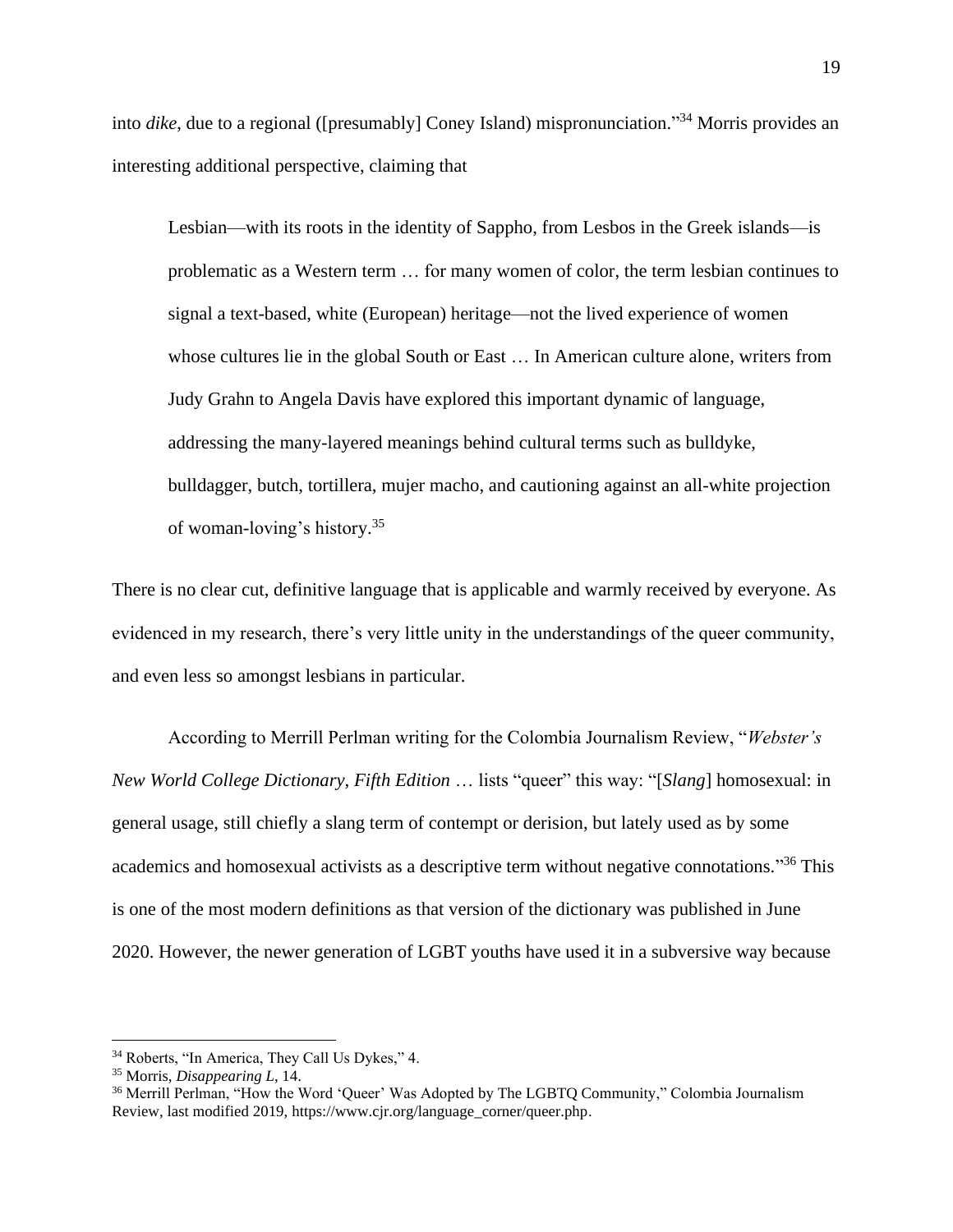into *dike*, due to a regional ([presumably] Coney Island) mispronunciation."[34] Morris provides an interesting additional perspective, claiming that

> Lesbian—with its roots in the identity of Sappho, from Lesbos in the Greek islands—is problematic as a Western term … for many women of color, the term lesbian continues to signal a text-based, white (European) heritage—not the lived experience of women whose cultures lie in the global South or East … In American culture alone, writers from Judy Grahn to Angela Davis have explored this important dynamic of language, addressing the many-layered meanings behind cultural terms such as bulldyke, bulldagger, butch, tortillera, mujer macho, and cautioning against an all-white projection of woman-loving's history.[35]

There is no clear cut, definitive language that is applicable and warmly received by everyone. As evidenced in my research, there's very little unity in the understandings of the queer community, and even less so amongst lesbians in particular.

According to Merrill Perlman writing for the Colombia Journalism Review, "*Webster's New World College Dictionary, Fifth Edition* … lists "queer" this way: "[*Slang*] homosexual: in general usage, still chiefly a slang term of contempt or derision, but lately used as by some academics and homosexual activists as a descriptive term without negative connotations."[36] This is one of the most modern definitions as that version of the dictionary was published in June 2020. However, the newer generation of LGBT youths have used it in a subversive way because

---

[34] Roberts, "In America, They Call Us Dykes," 4.

[35] Morris, *Disappearing L*, 14.

[36] Merrill Perlman, "How the Word 'Queer' Was Adopted by The LGBTQ Community," Colombia Journalism Review, last modified 2019, https://www.cjr.org/language_corner/queer.php.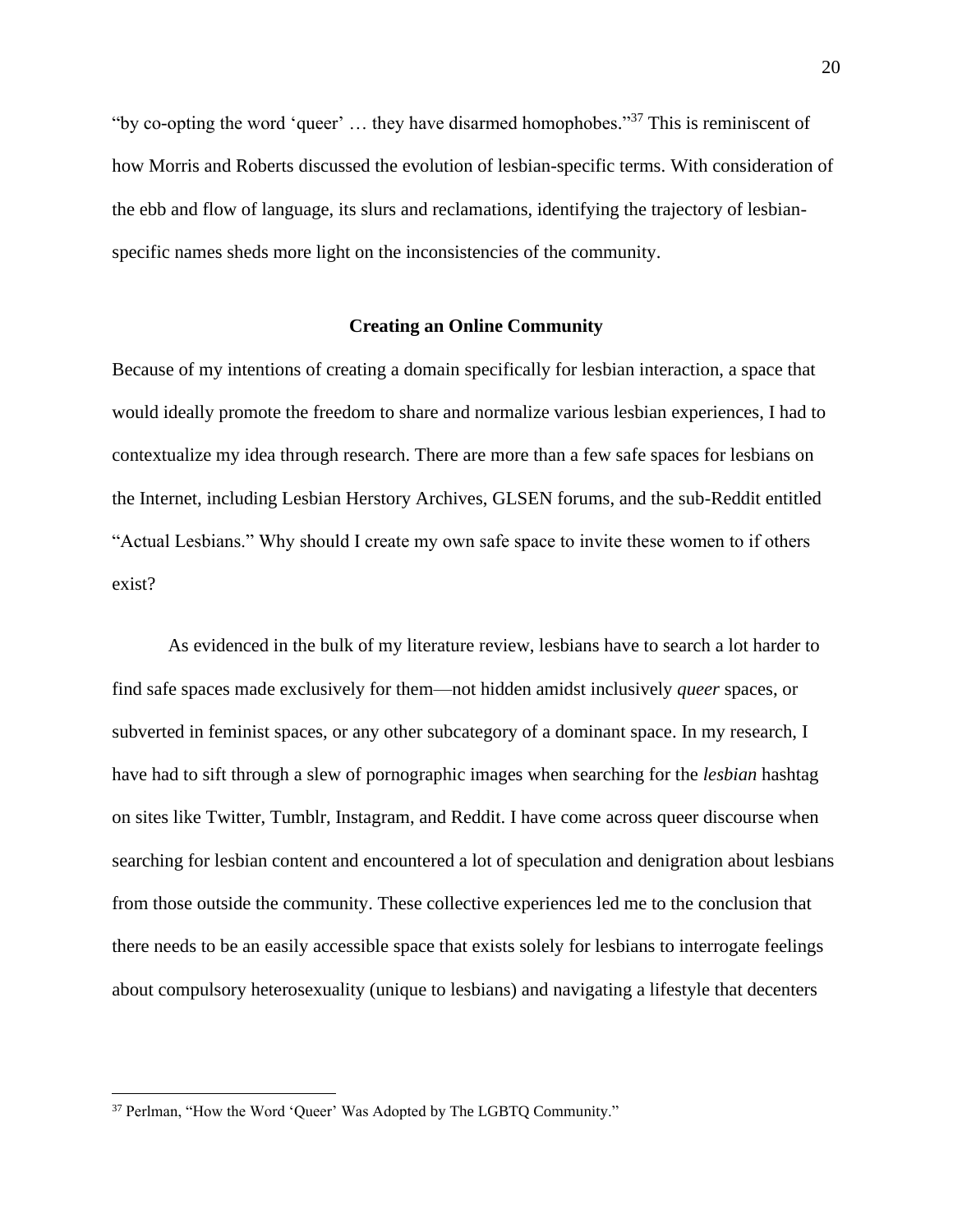"by co-opting the word 'queer' … they have disarmed homophobes."[37] This is reminiscent of how Morris and Roberts discussed the evolution of lesbian-specific terms. With consideration of the ebb and flow of language, its slurs and reclamations, identifying the trajectory of lesbian-specific names sheds more light on the inconsistencies of the community.

## Creating an Online Community

Because of my intentions of creating a domain specifically for lesbian interaction, a space that would ideally promote the freedom to share and normalize various lesbian experiences, I had to contextualize my idea through research. There are more than a few safe spaces for lesbians on the Internet, including Lesbian Herstory Archives, GLSEN forums, and the sub-Reddit entitled "Actual Lesbians." Why should I create my own safe space to invite these women to if others exist?

As evidenced in the bulk of my literature review, lesbians have to search a lot harder to find safe spaces made exclusively for them—not hidden amidst inclusively *queer* spaces, or subverted in feminist spaces, or any other subcategory of a dominant space. In my research, I have had to sift through a slew of pornographic images when searching for the *lesbian* hashtag on sites like Twitter, Tumblr, Instagram, and Reddit. I have come across queer discourse when searching for lesbian content and encountered a lot of speculation and denigration about lesbians from those outside the community. These collective experiences led me to the conclusion that there needs to be an easily accessible space that exists solely for lesbians to interrogate feelings about compulsory heterosexuality (unique to lesbians) and navigating a lifestyle that decenters

[37] Perlman, "How the Word 'Queer' Was Adopted by The LGBTQ Community."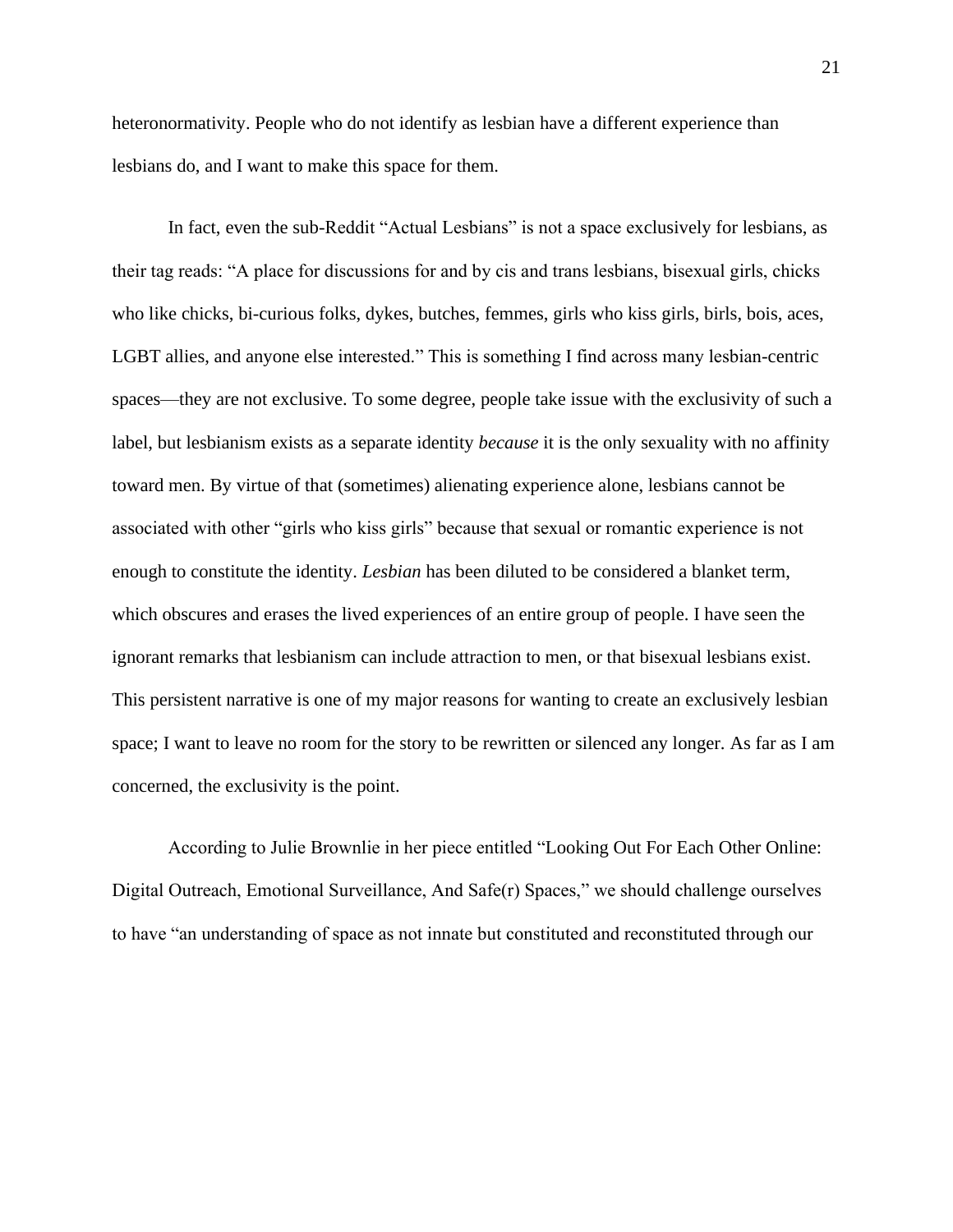heteronormativity. People who do not identify as lesbian have a different experience than lesbians do, and I want to make this space for them.

In fact, even the sub-Reddit "Actual Lesbians" is not a space exclusively for lesbians, as their tag reads: "A place for discussions for and by cis and trans lesbians, bisexual girls, chicks who like chicks, bi-curious folks, dykes, butches, femmes, girls who kiss girls, birls, bois, aces, LGBT allies, and anyone else interested." This is something I find across many lesbian-centric spaces—they are not exclusive. To some degree, people take issue with the exclusivity of such a label, but lesbianism exists as a separate identity *because* it is the only sexuality with no affinity toward men. By virtue of that (sometimes) alienating experience alone, lesbians cannot be associated with other "girls who kiss girls" because that sexual or romantic experience is not enough to constitute the identity. *Lesbian* has been diluted to be considered a blanket term, which obscures and erases the lived experiences of an entire group of people. I have seen the ignorant remarks that lesbianism can include attraction to men, or that bisexual lesbians exist. This persistent narrative is one of my major reasons for wanting to create an exclusively lesbian space; I want to leave no room for the story to be rewritten or silenced any longer. As far as I am concerned, the exclusivity is the point.

According to Julie Brownlie in her piece entitled "Looking Out For Each Other Online: Digital Outreach, Emotional Surveillance, And Safe(r) Spaces," we should challenge ourselves to have "an understanding of space as not innate but constituted and reconstituted through our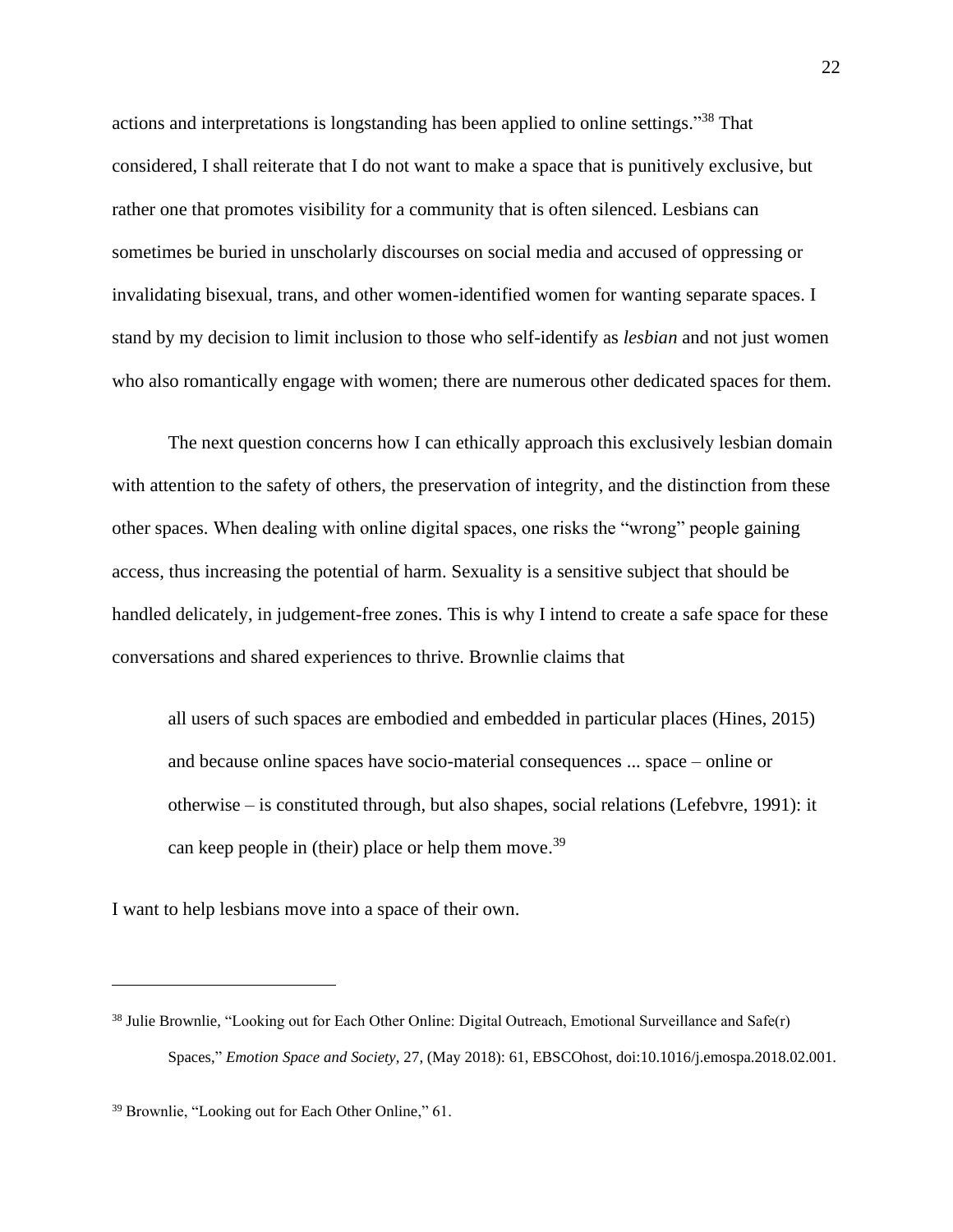actions and interpretations is longstanding has been applied to online settings."[38] That considered, I shall reiterate that I do not want to make a space that is punitively exclusive, but rather one that promotes visibility for a community that is often silenced. Lesbians can sometimes be buried in unscholarly discourses on social media and accused of oppressing or invalidating bisexual, trans, and other women-identified women for wanting separate spaces. I stand by my decision to limit inclusion to those who self-identify as *lesbian* and not just women who also romantically engage with women; there are numerous other dedicated spaces for them.

The next question concerns how I can ethically approach this exclusively lesbian domain with attention to the safety of others, the preservation of integrity, and the distinction from these other spaces. When dealing with online digital spaces, one risks the "wrong" people gaining access, thus increasing the potential of harm. Sexuality is a sensitive subject that should be handled delicately, in judgement-free zones. This is why I intend to create a safe space for these conversations and shared experiences to thrive. Brownlie claims that

> all users of such spaces are embodied and embedded in particular places (Hines, 2015) and because online spaces have socio-material consequences ... space – online or otherwise – is constituted through, but also shapes, social relations (Lefebvre, 1991): it can keep people in (their) place or help them move.[39]

I want to help lesbians move into a space of their own.

---

[38] Julie Brownlie, "Looking out for Each Other Online: Digital Outreach, Emotional Surveillance and Safe(r) Spaces," *Emotion Space and Society*, 27, (May 2018): 61, EBSCOhost, doi:10.1016/j.emospa.2018.02.001.

[39] Brownlie, "Looking out for Each Other Online," 61.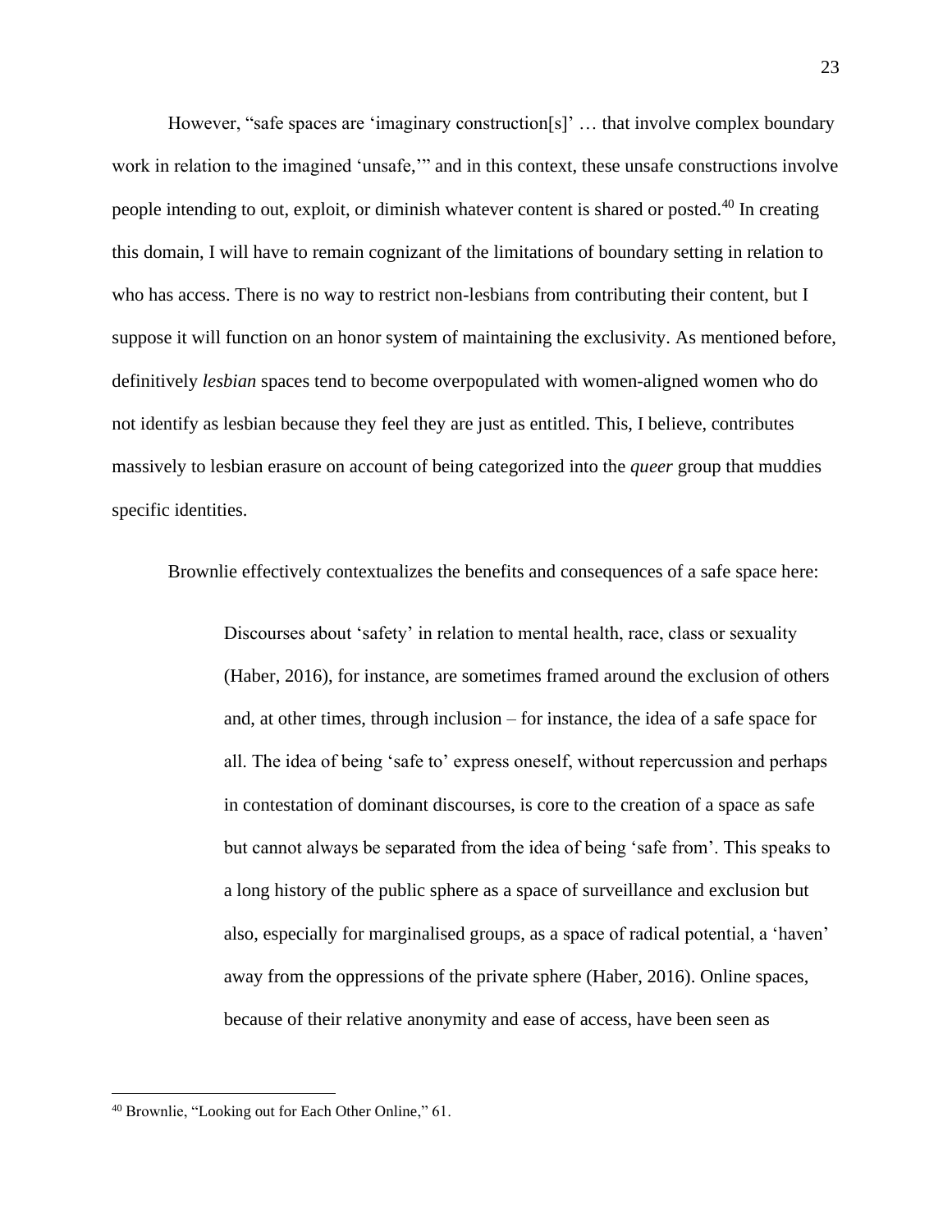However, "safe spaces are 'imaginary construction[s]' … that involve complex boundary work in relation to the imagined 'unsafe,'" and in this context, these unsafe constructions involve people intending to out, exploit, or diminish whatever content is shared or posted.[40] In creating this domain, I will have to remain cognizant of the limitations of boundary setting in relation to who has access. There is no way to restrict non-lesbians from contributing their content, but I suppose it will function on an honor system of maintaining the exclusivity. As mentioned before, definitively *lesbian* spaces tend to become overpopulated with women-aligned women who do not identify as lesbian because they feel they are just as entitled. This, I believe, contributes massively to lesbian erasure on account of being categorized into the *queer* group that muddies specific identities.

Brownlie effectively contextualizes the benefits and consequences of a safe space here:

> Discourses about 'safety' in relation to mental health, race, class or sexuality (Haber, 2016), for instance, are sometimes framed around the exclusion of others and, at other times, through inclusion – for instance, the idea of a safe space for all. The idea of being 'safe to' express oneself, without repercussion and perhaps in contestation of dominant discourses, is core to the creation of a space as safe but cannot always be separated from the idea of being 'safe from'. This speaks to a long history of the public sphere as a space of surveillance and exclusion but also, especially for marginalised groups, as a space of radical potential, a 'haven' away from the oppressions of the private sphere (Haber, 2016). Online spaces, because of their relative anonymity and ease of access, have been seen as

[40] Brownlie, "Looking out for Each Other Online," 61.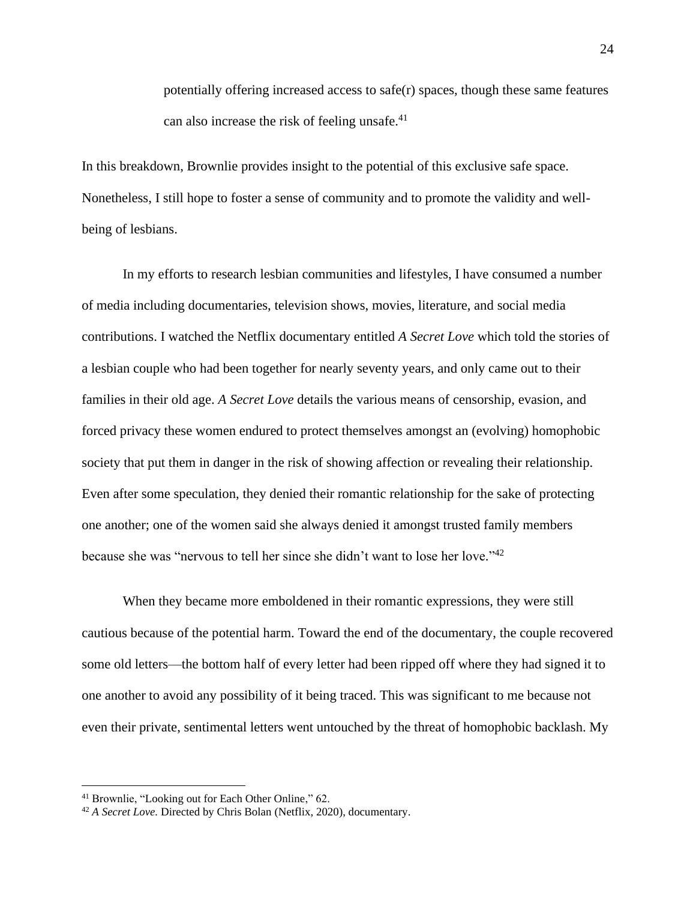> potentially offering increased access to safe(r) spaces, though these same features can also increase the risk of feeling unsafe.[41]

In this breakdown, Brownlie provides insight to the potential of this exclusive safe space. Nonetheless, I still hope to foster a sense of community and to promote the validity and well-being of lesbians.

In my efforts to research lesbian communities and lifestyles, I have consumed a number of media including documentaries, television shows, movies, literature, and social media contributions. I watched the Netflix documentary entitled *A Secret Love* which told the stories of a lesbian couple who had been together for nearly seventy years, and only came out to their families in their old age. *A Secret Love* details the various means of censorship, evasion, and forced privacy these women endured to protect themselves amongst an (evolving) homophobic society that put them in danger in the risk of showing affection or revealing their relationship. Even after some speculation, they denied their romantic relationship for the sake of protecting one another; one of the women said she always denied it amongst trusted family members because she was "nervous to tell her since she didn't want to lose her love."[42]

When they became more emboldened in their romantic expressions, they were still cautious because of the potential harm. Toward the end of the documentary, the couple recovered some old letters—the bottom half of every letter had been ripped off where they had signed it to one another to avoid any possibility of it being traced. This was significant to me because not even their private, sentimental letters went untouched by the threat of homophobic backlash. My

---

[41] Brownlie, "Looking out for Each Other Online," 62.

[42] *A Secret Love.* Directed by Chris Bolan (Netflix, 2020), documentary.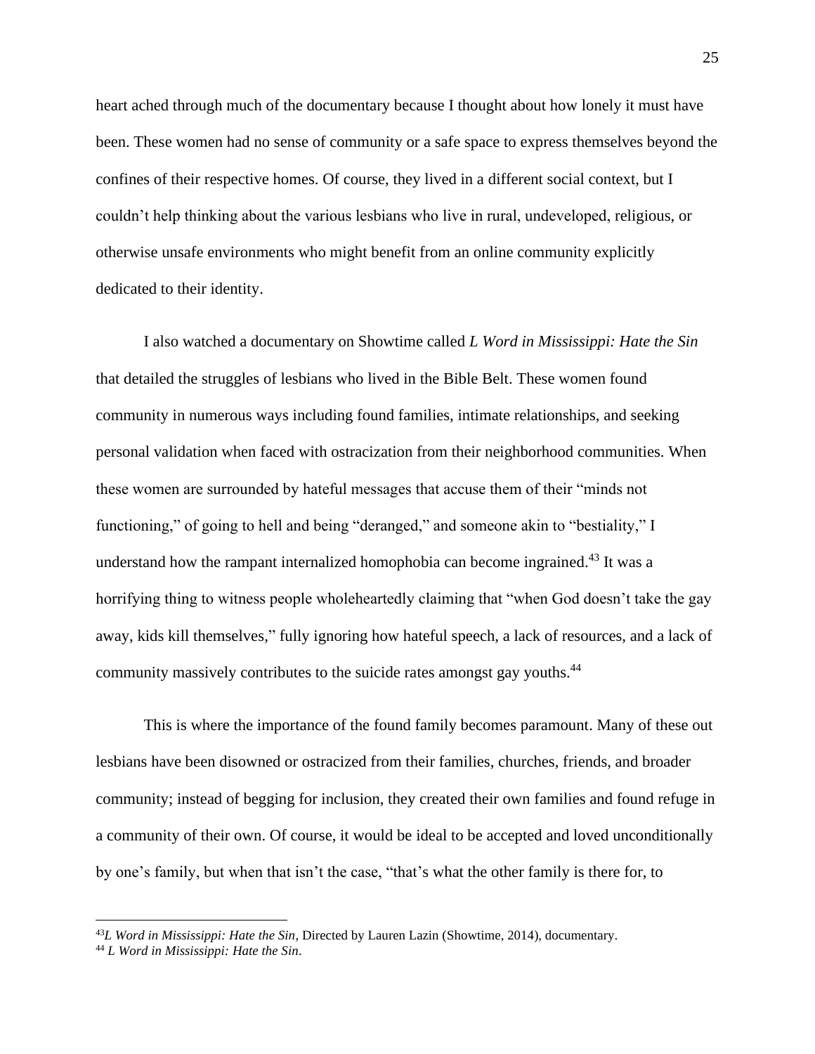heart ached through much of the documentary because I thought about how lonely it must have been. These women had no sense of community or a safe space to express themselves beyond the confines of their respective homes. Of course, they lived in a different social context, but I couldn't help thinking about the various lesbians who live in rural, undeveloped, religious, or otherwise unsafe environments who might benefit from an online community explicitly dedicated to their identity.

I also watched a documentary on Showtime called *L Word in Mississippi: Hate the Sin* that detailed the struggles of lesbians who lived in the Bible Belt. These women found community in numerous ways including found families, intimate relationships, and seeking personal validation when faced with ostracization from their neighborhood communities. When these women are surrounded by hateful messages that accuse them of their "minds not functioning," of going to hell and being "deranged," and someone akin to "bestiality," I understand how the rampant internalized homophobia can become ingrained.[43] It was a horrifying thing to witness people wholeheartedly claiming that "when God doesn't take the gay away, kids kill themselves," fully ignoring how hateful speech, a lack of resources, and a lack of community massively contributes to the suicide rates amongst gay youths.[44]

This is where the importance of the found family becomes paramount. Many of these out lesbians have been disowned or ostracized from their families, churches, friends, and broader community; instead of begging for inclusion, they created their own families and found refuge in a community of their own. Of course, it would be ideal to be accepted and loved unconditionally by one's family, but when that isn't the case, "that's what the other family is there for, to

---

[43] *L Word in Mississippi: Hate the Sin*, Directed by Lauren Lazin (Showtime, 2014), documentary.

[44] *L Word in Mississippi: Hate the Sin*.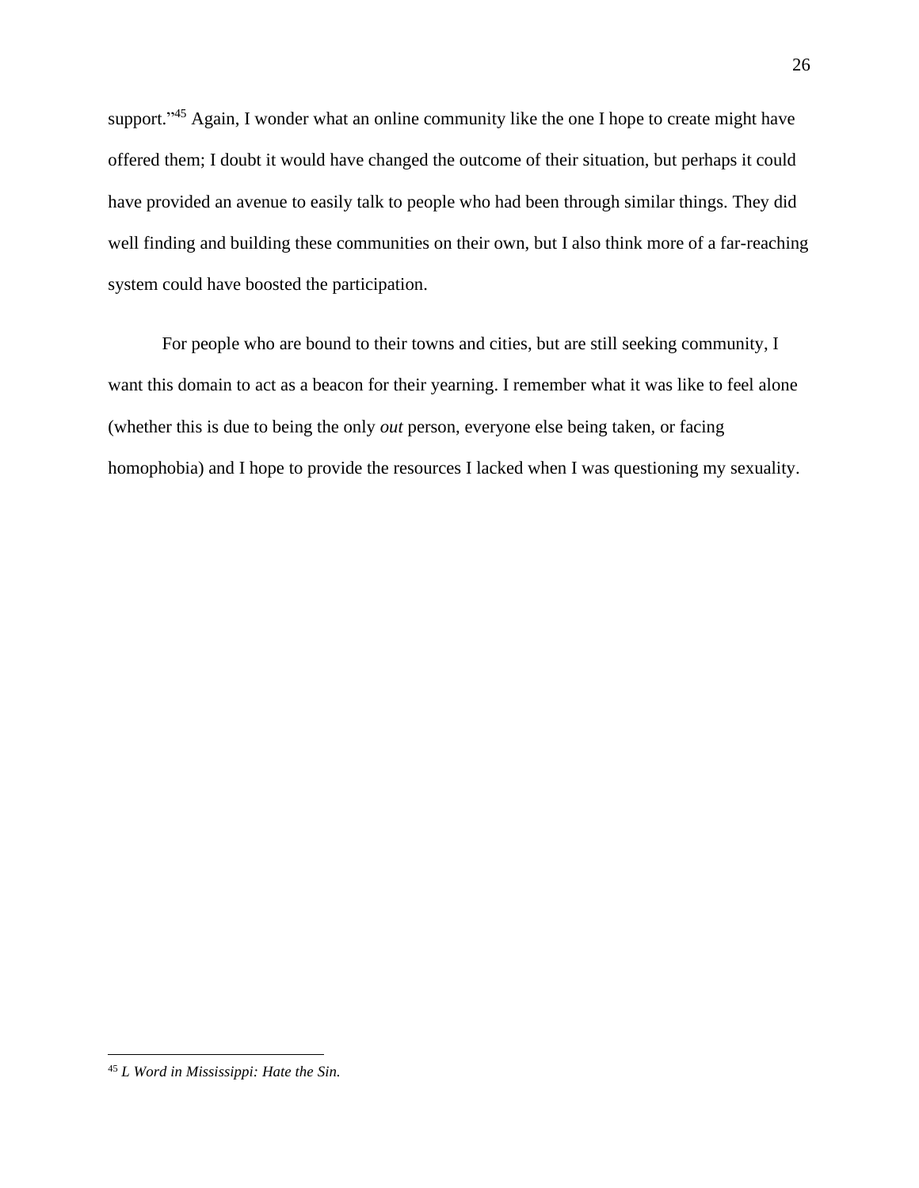support."[45] Again, I wonder what an online community like the one I hope to create might have offered them; I doubt it would have changed the outcome of their situation, but perhaps it could have provided an avenue to easily talk to people who had been through similar things. They did well finding and building these communities on their own, but I also think more of a far-reaching system could have boosted the participation.

For people who are bound to their towns and cities, but are still seeking community, I want this domain to act as a beacon for their yearning. I remember what it was like to feel alone (whether this is due to being the only *out* person, everyone else being taken, or facing homophobia) and I hope to provide the resources I lacked when I was questioning my sexuality.

---

[45] *L Word in Mississippi: Hate the Sin.*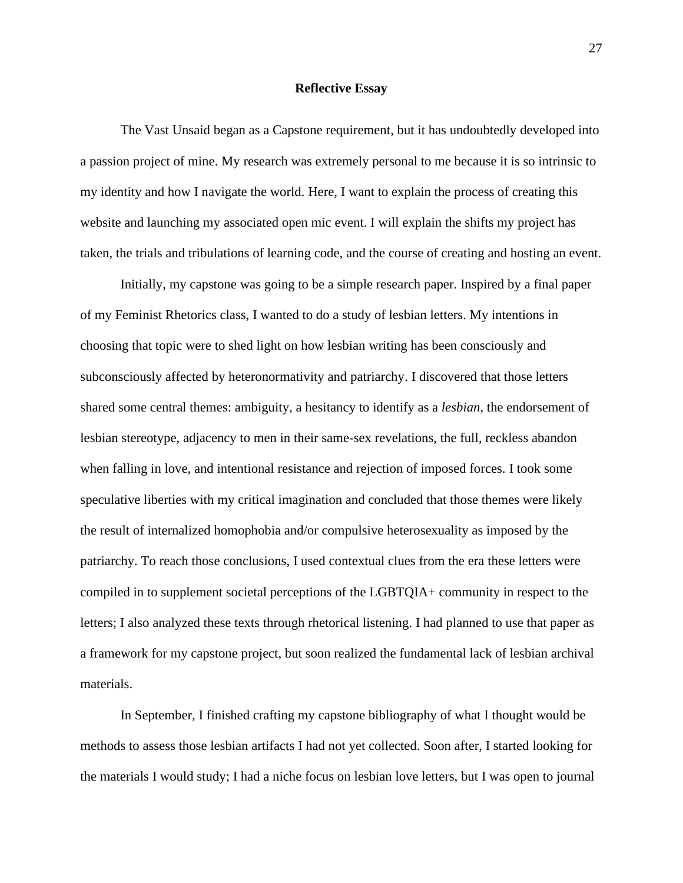## Reflective Essay

The Vast Unsaid began as a Capstone requirement, but it has undoubtedly developed into a passion project of mine. My research was extremely personal to me because it is so intrinsic to my identity and how I navigate the world. Here, I want to explain the process of creating this website and launching my associated open mic event. I will explain the shifts my project has taken, the trials and tribulations of learning code, and the course of creating and hosting an event.

Initially, my capstone was going to be a simple research paper. Inspired by a final paper of my Feminist Rhetorics class, I wanted to do a study of lesbian letters. My intentions in choosing that topic were to shed light on how lesbian writing has been consciously and subconsciously affected by heteronormativity and patriarchy. I discovered that those letters shared some central themes: ambiguity, a hesitancy to identify as a *lesbian*, the endorsement of lesbian stereotype, adjacency to men in their same-sex revelations, the full, reckless abandon when falling in love, and intentional resistance and rejection of imposed forces. I took some speculative liberties with my critical imagination and concluded that those themes were likely the result of internalized homophobia and/or compulsive heterosexuality as imposed by the patriarchy. To reach those conclusions, I used contextual clues from the era these letters were compiled in to supplement societal perceptions of the LGBTQIA+ community in respect to the letters; I also analyzed these texts through rhetorical listening. I had planned to use that paper as a framework for my capstone project, but soon realized the fundamental lack of lesbian archival materials.

In September, I finished crafting my capstone bibliography of what I thought would be methods to assess those lesbian artifacts I had not yet collected. Soon after, I started looking for the materials I would study; I had a niche focus on lesbian love letters, but I was open to journal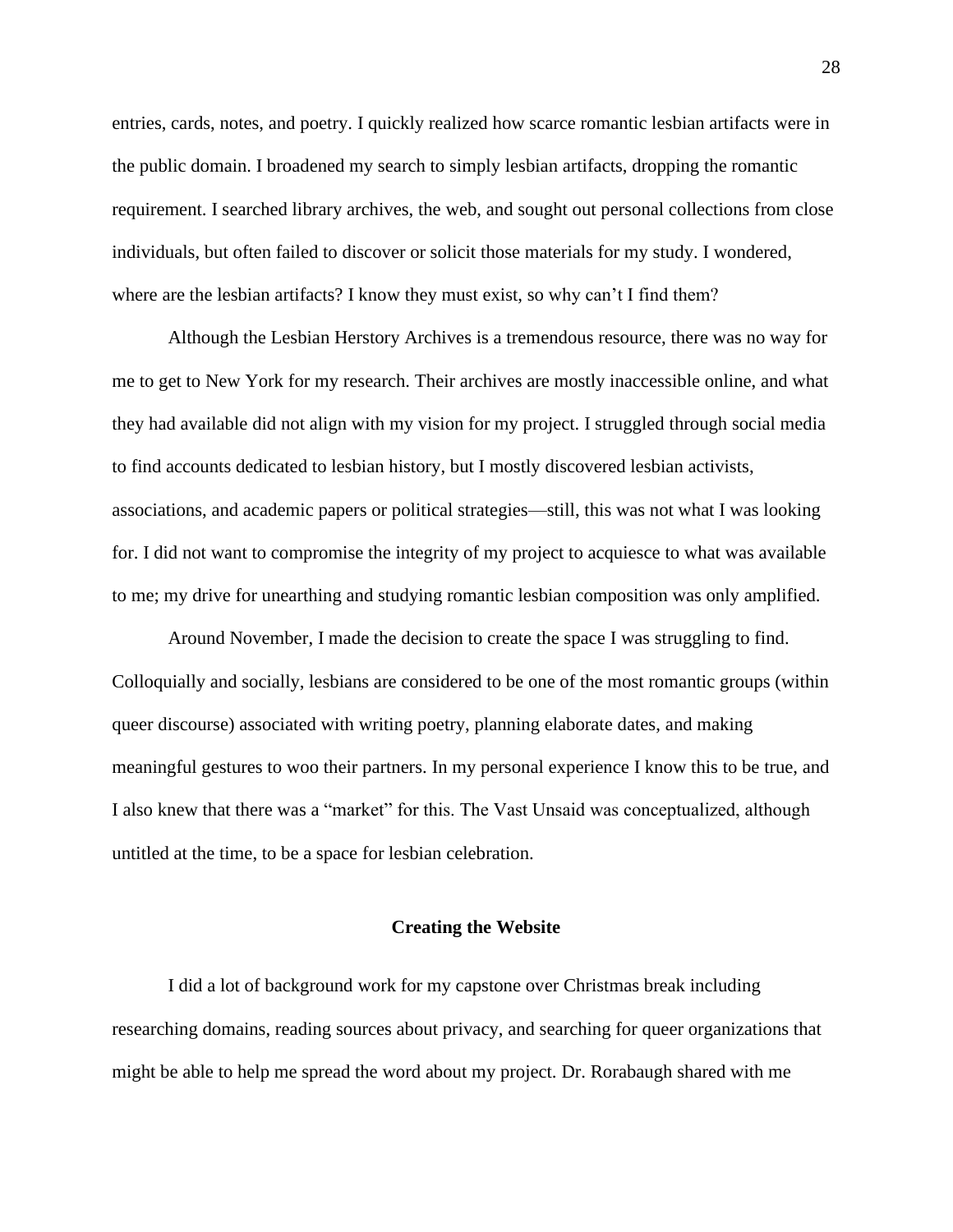entries, cards, notes, and poetry. I quickly realized how scarce romantic lesbian artifacts were in the public domain. I broadened my search to simply lesbian artifacts, dropping the romantic requirement. I searched library archives, the web, and sought out personal collections from close individuals, but often failed to discover or solicit those materials for my study. I wondered, where are the lesbian artifacts? I know they must exist, so why can't I find them?

Although the Lesbian Herstory Archives is a tremendous resource, there was no way for me to get to New York for my research. Their archives are mostly inaccessible online, and what they had available did not align with my vision for my project. I struggled through social media to find accounts dedicated to lesbian history, but I mostly discovered lesbian activists, associations, and academic papers or political strategies—still, this was not what I was looking for. I did not want to compromise the integrity of my project to acquiesce to what was available to me; my drive for unearthing and studying romantic lesbian composition was only amplified.

Around November, I made the decision to create the space I was struggling to find. Colloquially and socially, lesbians are considered to be one of the most romantic groups (within queer discourse) associated with writing poetry, planning elaborate dates, and making meaningful gestures to woo their partners. In my personal experience I know this to be true, and I also knew that there was a "market" for this. The Vast Unsaid was conceptualized, although untitled at the time, to be a space for lesbian celebration.

## Creating the Website

I did a lot of background work for my capstone over Christmas break including researching domains, reading sources about privacy, and searching for queer organizations that might be able to help me spread the word about my project. Dr. Rorabaugh shared with me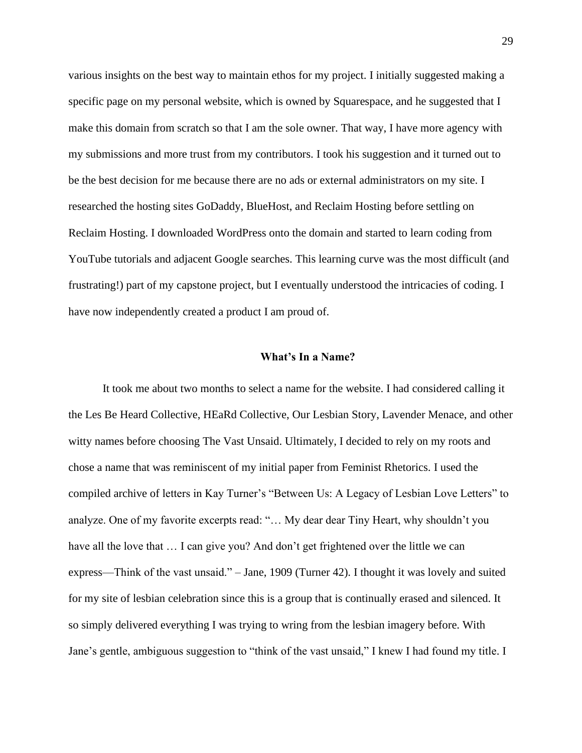various insights on the best way to maintain ethos for my project. I initially suggested making a specific page on my personal website, which is owned by Squarespace, and he suggested that I make this domain from scratch so that I am the sole owner. That way, I have more agency with my submissions and more trust from my contributors. I took his suggestion and it turned out to be the best decision for me because there are no ads or external administrators on my site. I researched the hosting sites GoDaddy, BlueHost, and Reclaim Hosting before settling on Reclaim Hosting. I downloaded WordPress onto the domain and started to learn coding from YouTube tutorials and adjacent Google searches. This learning curve was the most difficult (and frustrating!) part of my capstone project, but I eventually understood the intricacies of coding. I have now independently created a product I am proud of.

## What's In a Name?

It took me about two months to select a name for the website. I had considered calling it the Les Be Heard Collective, HEaRd Collective, Our Lesbian Story, Lavender Menace, and other witty names before choosing The Vast Unsaid. Ultimately, I decided to rely on my roots and chose a name that was reminiscent of my initial paper from Feminist Rhetorics. I used the compiled archive of letters in Kay Turner's "Between Us: A Legacy of Lesbian Love Letters" to analyze. One of my favorite excerpts read: "… My dear dear Tiny Heart, why shouldn't you have all the love that … I can give you? And don't get frightened over the little we can express—Think of the vast unsaid." – Jane, 1909 (Turner 42). I thought it was lovely and suited for my site of lesbian celebration since this is a group that is continually erased and silenced. It so simply delivered everything I was trying to wring from the lesbian imagery before. With Jane's gentle, ambiguous suggestion to "think of the vast unsaid," I knew I had found my title. I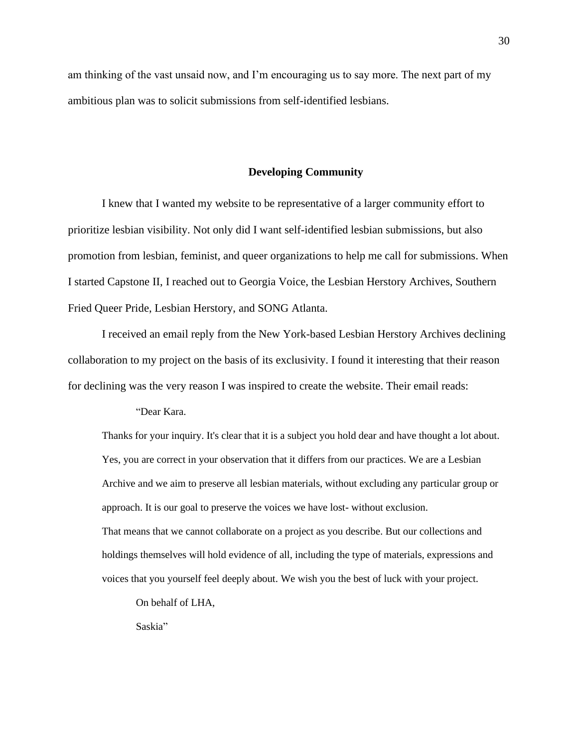am thinking of the vast unsaid now, and I'm encouraging us to say more. The next part of my ambitious plan was to solicit submissions from self-identified lesbians.

## Developing Community

I knew that I wanted my website to be representative of a larger community effort to prioritize lesbian visibility. Not only did I want self-identified lesbian submissions, but also promotion from lesbian, feminist, and queer organizations to help me call for submissions. When I started Capstone II, I reached out to Georgia Voice, the Lesbian Herstory Archives, Southern Fried Queer Pride, Lesbian Herstory, and SONG Atlanta.

I received an email reply from the New York-based Lesbian Herstory Archives declining collaboration to my project on the basis of its exclusivity. I found it interesting that their reason for declining was the very reason I was inspired to create the website. Their email reads:

> "Dear Kara.
>
> Thanks for your inquiry. It's clear that it is a subject you hold dear and have thought a lot about. Yes, you are correct in your observation that it differs from our practices. We are a Lesbian Archive and we aim to preserve all lesbian materials, without excluding any particular group or approach. It is our goal to preserve the voices we have lost- without exclusion.
>
> That means that we cannot collaborate on a project as you describe. But our collections and holdings themselves will hold evidence of all, including the type of materials, expressions and voices that you yourself feel deeply about. We wish you the best of luck with your project.
>
> On behalf of LHA,
>
> Saskia"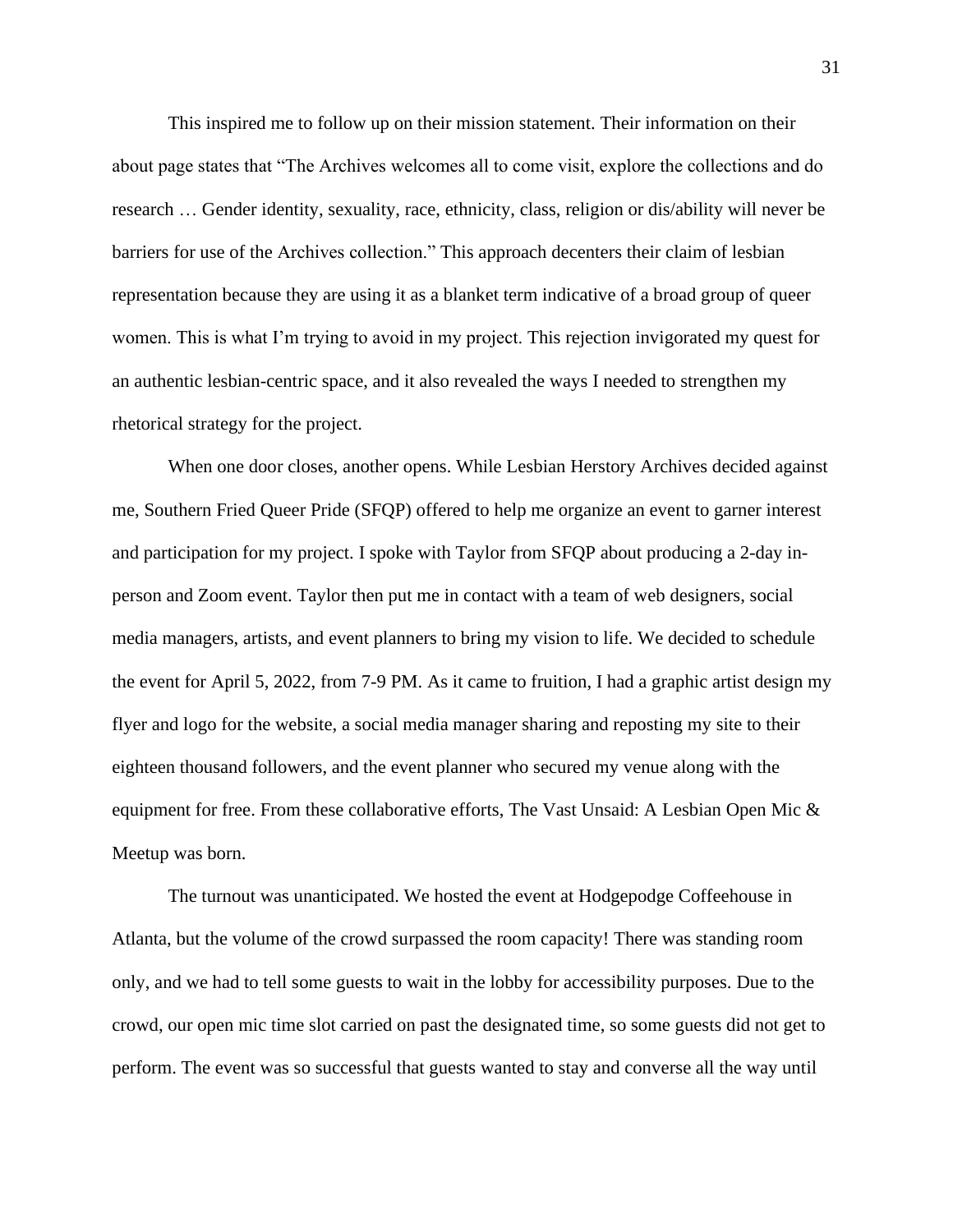This inspired me to follow up on their mission statement. Their information on their about page states that "The Archives welcomes all to come visit, explore the collections and do research … Gender identity, sexuality, race, ethnicity, class, religion or dis/ability will never be barriers for use of the Archives collection." This approach decenters their claim of lesbian representation because they are using it as a blanket term indicative of a broad group of queer women. This is what I'm trying to avoid in my project. This rejection invigorated my quest for an authentic lesbian-centric space, and it also revealed the ways I needed to strengthen my rhetorical strategy for the project.

When one door closes, another opens. While Lesbian Herstory Archives decided against me, Southern Fried Queer Pride (SFQP) offered to help me organize an event to garner interest and participation for my project. I spoke with Taylor from SFQP about producing a 2-day in-person and Zoom event. Taylor then put me in contact with a team of web designers, social media managers, artists, and event planners to bring my vision to life. We decided to schedule the event for April 5, 2022, from 7-9 PM. As it came to fruition, I had a graphic artist design my flyer and logo for the website, a social media manager sharing and reposting my site to their eighteen thousand followers, and the event planner who secured my venue along with the equipment for free. From these collaborative efforts, The Vast Unsaid: A Lesbian Open Mic & Meetup was born.

The turnout was unanticipated. We hosted the event at Hodgepodge Coffeehouse in Atlanta, but the volume of the crowd surpassed the room capacity! There was standing room only, and we had to tell some guests to wait in the lobby for accessibility purposes. Due to the crowd, our open mic time slot carried on past the designated time, so some guests did not get to perform. The event was so successful that guests wanted to stay and converse all the way until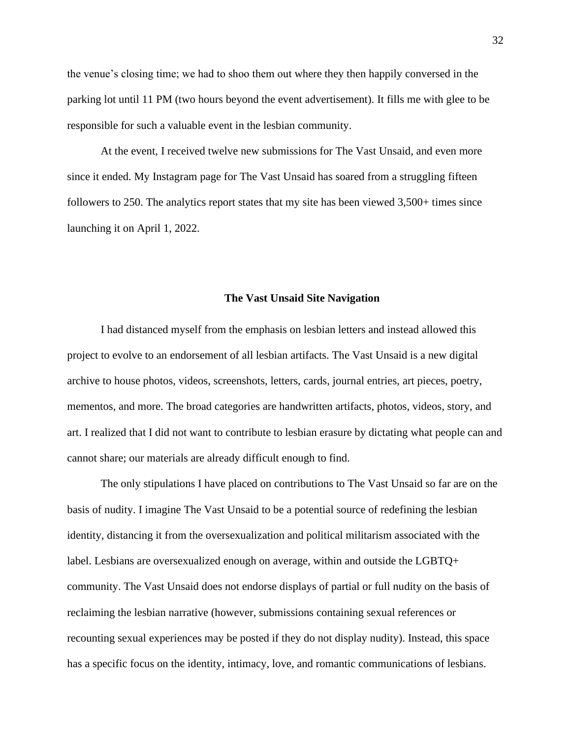the venue's closing time; we had to shoo them out where they then happily conversed in the parking lot until 11 PM (two hours beyond the event advertisement). It fills me with glee to be responsible for such a valuable event in the lesbian community.

At the event, I received twelve new submissions for The Vast Unsaid, and even more since it ended. My Instagram page for The Vast Unsaid has soared from a struggling fifteen followers to 250. The analytics report states that my site has been viewed 3,500+ times since launching it on April 1, 2022.

## The Vast Unsaid Site Navigation

I had distanced myself from the emphasis on lesbian letters and instead allowed this project to evolve to an endorsement of all lesbian artifacts. The Vast Unsaid is a new digital archive to house photos, videos, screenshots, letters, cards, journal entries, art pieces, poetry, mementos, and more. The broad categories are handwritten artifacts, photos, videos, story, and art. I realized that I did not want to contribute to lesbian erasure by dictating what people can and cannot share; our materials are already difficult enough to find.

The only stipulations I have placed on contributions to The Vast Unsaid so far are on the basis of nudity. I imagine The Vast Unsaid to be a potential source of redefining the lesbian identity, distancing it from the oversexualization and political militarism associated with the label. Lesbians are oversexualized enough on average, within and outside the LGBTQ+ community. The Vast Unsaid does not endorse displays of partial or full nudity on the basis of reclaiming the lesbian narrative (however, submissions containing sexual references or recounting sexual experiences may be posted if they do not display nudity). Instead, this space has a specific focus on the identity, intimacy, love, and romantic communications of lesbians.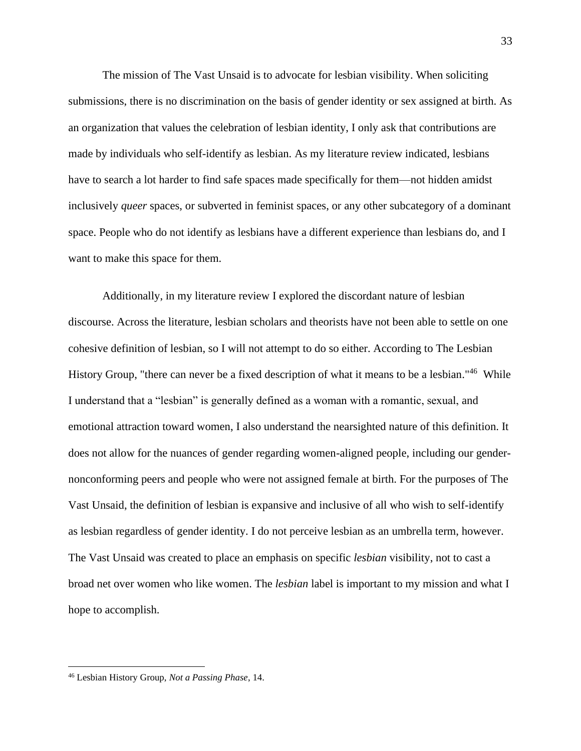The mission of The Vast Unsaid is to advocate for lesbian visibility. When soliciting submissions, there is no discrimination on the basis of gender identity or sex assigned at birth. As an organization that values the celebration of lesbian identity, I only ask that contributions are made by individuals who self-identify as lesbian. As my literature review indicated, lesbians have to search a lot harder to find safe spaces made specifically for them—not hidden amidst inclusively *queer* spaces, or subverted in feminist spaces, or any other subcategory of a dominant space. People who do not identify as lesbians have a different experience than lesbians do, and I want to make this space for them.

Additionally, in my literature review I explored the discordant nature of lesbian discourse. Across the literature, lesbian scholars and theorists have not been able to settle on one cohesive definition of lesbian, so I will not attempt to do so either. According to The Lesbian History Group, "there can never be a fixed description of what it means to be a lesbian."[46] While I understand that a "lesbian" is generally defined as a woman with a romantic, sexual, and emotional attraction toward women, I also understand the nearsighted nature of this definition. It does not allow for the nuances of gender regarding women-aligned people, including our gender-nonconforming peers and people who were not assigned female at birth. For the purposes of The Vast Unsaid, the definition of lesbian is expansive and inclusive of all who wish to self-identify as lesbian regardless of gender identity. I do not perceive lesbian as an umbrella term, however. The Vast Unsaid was created to place an emphasis on specific *lesbian* visibility, not to cast a broad net over women who like women. The *lesbian* label is important to my mission and what I hope to accomplish.

---

[46] Lesbian History Group, *Not a Passing Phase*, 14.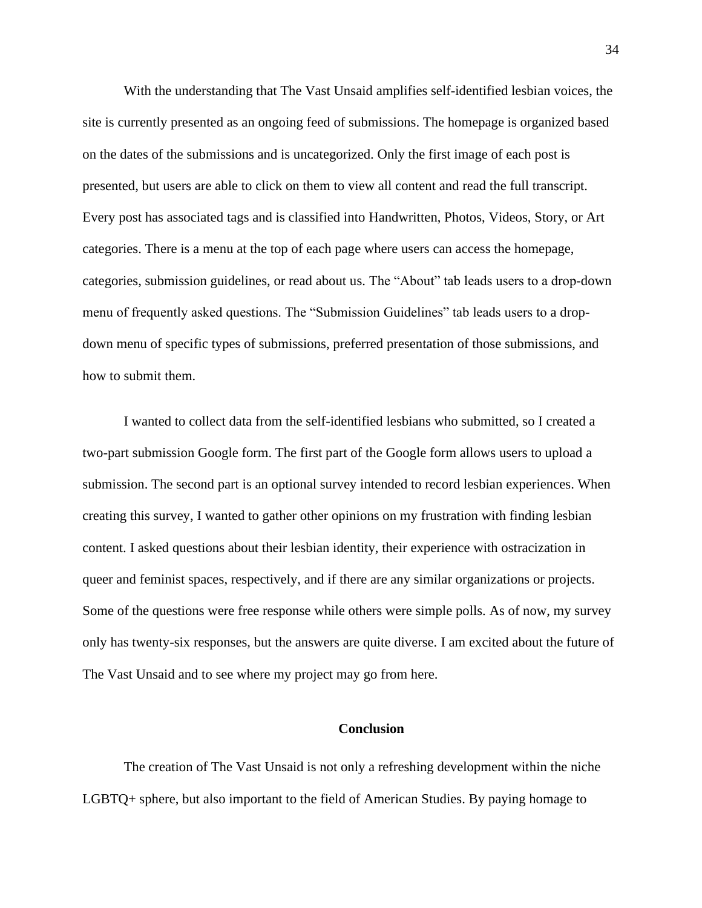With the understanding that The Vast Unsaid amplifies self-identified lesbian voices, the site is currently presented as an ongoing feed of submissions. The homepage is organized based on the dates of the submissions and is uncategorized. Only the first image of each post is presented, but users are able to click on them to view all content and read the full transcript. Every post has associated tags and is classified into Handwritten, Photos, Videos, Story, or Art categories. There is a menu at the top of each page where users can access the homepage, categories, submission guidelines, or read about us. The "About" tab leads users to a drop-down menu of frequently asked questions. The "Submission Guidelines" tab leads users to a drop-down menu of specific types of submissions, preferred presentation of those submissions, and how to submit them.

I wanted to collect data from the self-identified lesbians who submitted, so I created a two-part submission Google form. The first part of the Google form allows users to upload a submission. The second part is an optional survey intended to record lesbian experiences. When creating this survey, I wanted to gather other opinions on my frustration with finding lesbian content. I asked questions about their lesbian identity, their experience with ostracization in queer and feminist spaces, respectively, and if there are any similar organizations or projects. Some of the questions were free response while others were simple polls. As of now, my survey only has twenty-six responses, but the answers are quite diverse. I am excited about the future of The Vast Unsaid and to see where my project may go from here.

## Conclusion

The creation of The Vast Unsaid is not only a refreshing development within the niche LGBTQ+ sphere, but also important to the field of American Studies. By paying homage to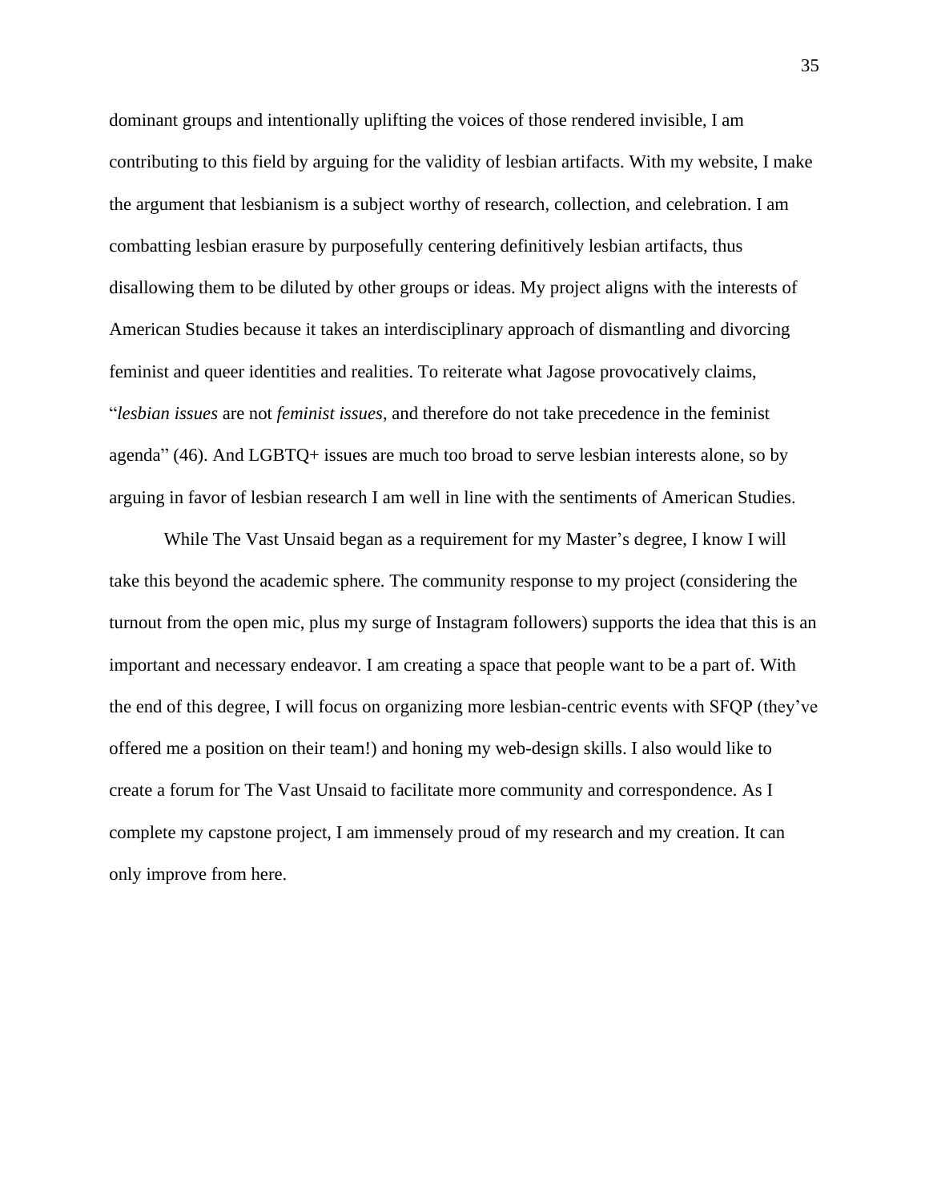dominant groups and intentionally uplifting the voices of those rendered invisible, I am contributing to this field by arguing for the validity of lesbian artifacts. With my website, I make the argument that lesbianism is a subject worthy of research, collection, and celebration. I am combatting lesbian erasure by purposefully centering definitively lesbian artifacts, thus disallowing them to be diluted by other groups or ideas. My project aligns with the interests of American Studies because it takes an interdisciplinary approach of dismantling and divorcing feminist and queer identities and realities. To reiterate what Jagose provocatively claims, "*lesbian issues* are not *feminist issues*, and therefore do not take precedence in the feminist agenda" (46). And LGBTQ+ issues are much too broad to serve lesbian interests alone, so by arguing in favor of lesbian research I am well in line with the sentiments of American Studies.

While The Vast Unsaid began as a requirement for my Master's degree, I know I will take this beyond the academic sphere. The community response to my project (considering the turnout from the open mic, plus my surge of Instagram followers) supports the idea that this is an important and necessary endeavor. I am creating a space that people want to be a part of. With the end of this degree, I will focus on organizing more lesbian-centric events with SFQP (they've offered me a position on their team!) and honing my web-design skills. I also would like to create a forum for The Vast Unsaid to facilitate more community and correspondence. As I complete my capstone project, I am immensely proud of my research and my creation. It can only improve from here.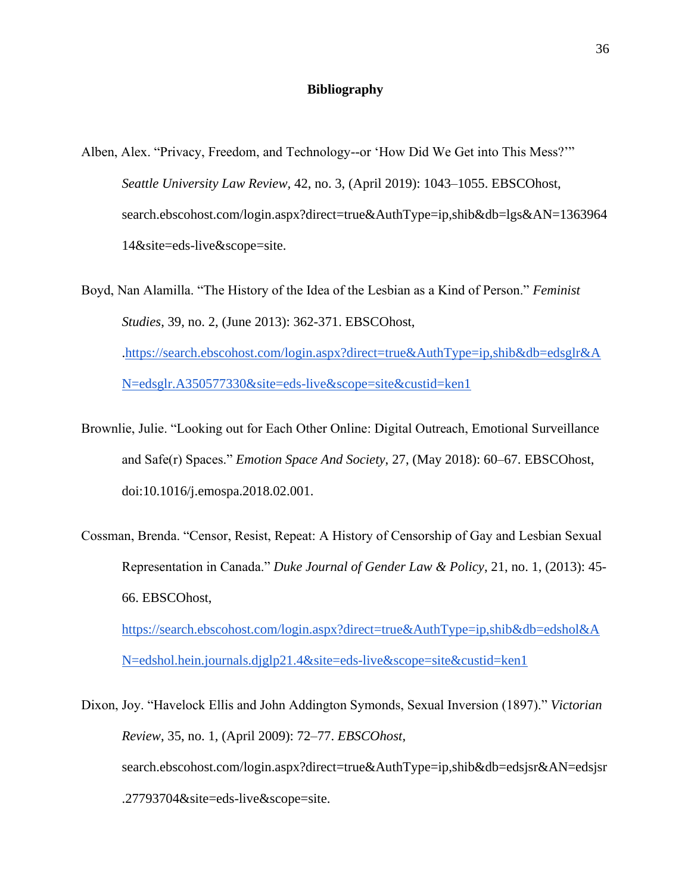# Bibliography

Alben, Alex. "Privacy, Freedom, and Technology--or 'How Did We Get into This Mess?'" *Seattle University Law Review,* 42, no. 3, (April 2019): 1043–1055. EBSCOhost, search.ebscohost.com/login.aspx?direct=true&AuthType=ip,shib&db=lgs&AN=136396414&site=eds-live&scope=site.

Boyd, Nan Alamilla. "The History of the Idea of the Lesbian as a Kind of Person." *Feminist Studies,* 39, no. 2, (June 2013): 362-371. EBSCOhost, .https://search.ebscohost.com/login.aspx?direct=true&AuthType=ip,shib&db=edsglr&AN=edsglr.A350577330&site=eds-live&scope=site&custid=ken1

Brownlie, Julie. "Looking out for Each Other Online: Digital Outreach, Emotional Surveillance and Safe(r) Spaces." *Emotion Space And Society*, 27, (May 2018): 60–67. EBSCOhost, doi:10.1016/j.emospa.2018.02.001.

Cossman, Brenda. "Censor, Resist, Repeat: A History of Censorship of Gay and Lesbian Sexual Representation in Canada." *Duke Journal of Gender Law & Policy*, 21, no. 1, (2013): 45-66. EBSCOhost, https://search.ebscohost.com/login.aspx?direct=true&AuthType=ip,shib&db=edshol&AN=edshol.hein.journals.djglp21.4&site=eds-live&scope=site&custid=ken1

Dixon, Joy. "Havelock Ellis and John Addington Symonds, Sexual Inversion (1897)." *Victorian Review*, 35, no. 1, (April 2009): 72–77. *EBSCOhost*, search.ebscohost.com/login.aspx?direct=true&AuthType=ip,shib&db=edsjsr&AN=edsjsr.27793704&site=eds-live&scope=site.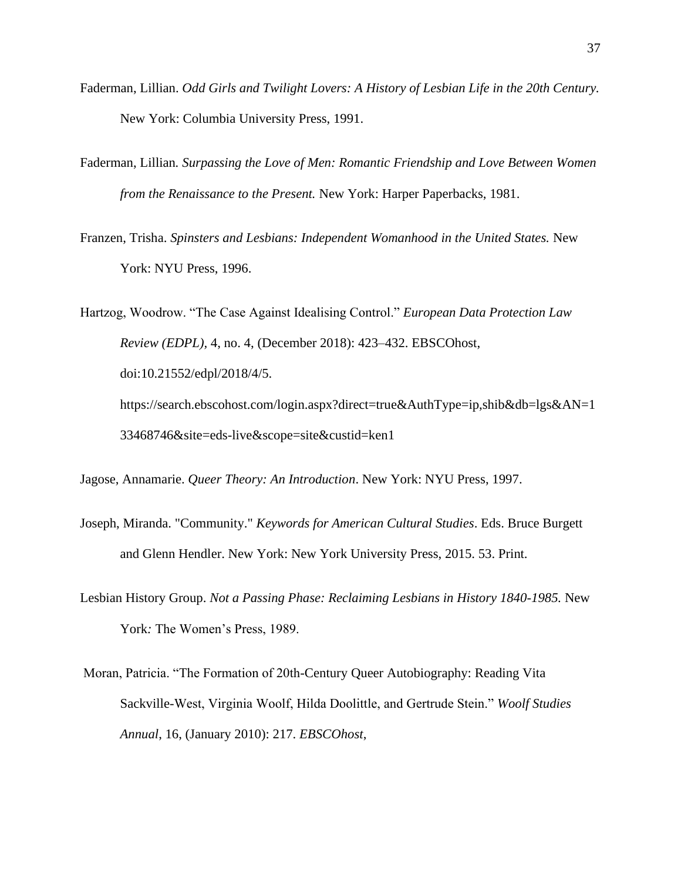Faderman, Lillian. *Odd Girls and Twilight Lovers: A History of Lesbian Life in the 20th Century.* New York: Columbia University Press, 1991.

Faderman, Lillian*. Surpassing the Love of Men: Romantic Friendship and Love Between Women from the Renaissance to the Present.* New York: Harper Paperbacks, 1981.

Franzen, Trisha. *Spinsters and Lesbians: Independent Womanhood in the United States.* New York: NYU Press, 1996.

Hartzog, Woodrow. "The Case Against Idealising Control." *European Data Protection Law Review (EDPL),* 4, no. 4, (December 2018): 423–432. EBSCOhost, doi:10.21552/edpl/2018/4/5. https://search.ebscohost.com/login.aspx?direct=true&AuthType=ip,shib&db=lgs&AN=133468746&site=eds-live&scope=site&custid=ken1

Jagose, Annamarie. *Queer Theory: An Introduction*. New York: NYU Press, 1997.

Joseph, Miranda. "Community." *Keywords for American Cultural Studies*. Eds. Bruce Burgett and Glenn Hendler. New York: New York University Press, 2015. 53. Print.

Lesbian History Group. *Not a Passing Phase: Reclaiming Lesbians in History 1840-1985.* New York*:* The Women's Press, 1989.

Moran, Patricia. "The Formation of 20th-Century Queer Autobiography: Reading Vita Sackville-West, Virginia Woolf, Hilda Doolittle, and Gertrude Stein." *Woolf Studies Annual*, 16, (January 2010): 217. *EBSCOhost*,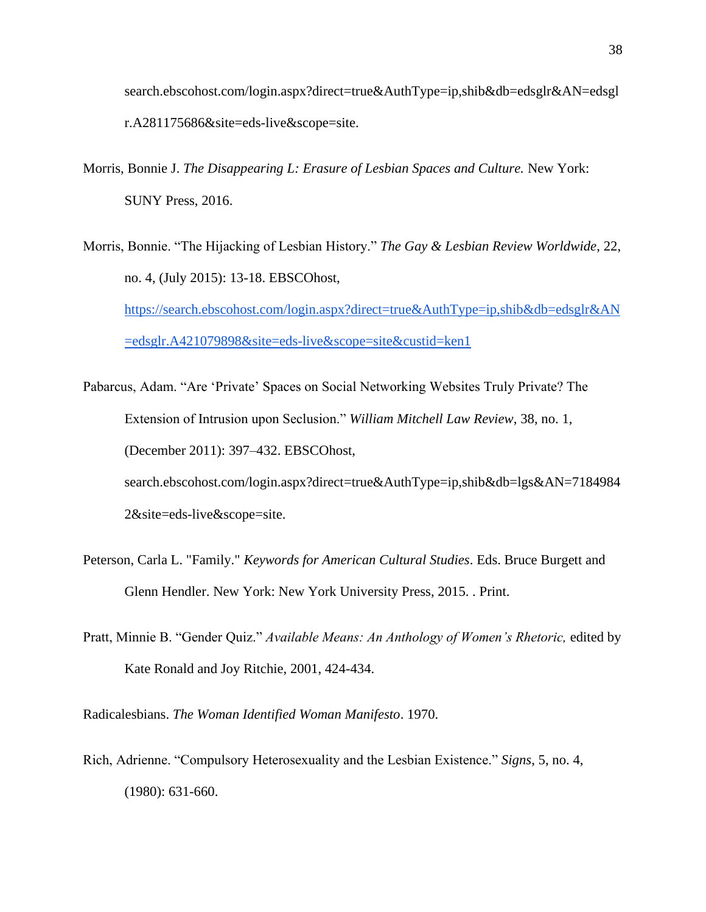search.ebscohost.com/login.aspx?direct=true&AuthType=ip,shib&db=edsglr&AN=edsglr.A281175686&site=eds-live&scope=site.

Morris, Bonnie J. *The Disappearing L: Erasure of Lesbian Spaces and Culture.* New York: SUNY Press, 2016.

Morris, Bonnie. "The Hijacking of Lesbian History." *The Gay & Lesbian Review Worldwide*, 22, no. 4, (July 2015): 13-18. EBSCOhost, https://search.ebscohost.com/login.aspx?direct=true&AuthType=ip,shib&db=edsglr&AN=edsglr.A421079898&site=eds-live&scope=site&custid=ken1

Pabarcus, Adam. "Are 'Private' Spaces on Social Networking Websites Truly Private? The Extension of Intrusion upon Seclusion." *William Mitchell Law Review*, 38, no. 1, (December 2011): 397–432. EBSCOhost, search.ebscohost.com/login.aspx?direct=true&AuthType=ip,shib&db=lgs&AN=71849842&site=eds-live&scope=site.

Peterson, Carla L. "Family." *Keywords for American Cultural Studies*. Eds. Bruce Burgett and Glenn Hendler. New York: New York University Press, 2015. . Print.

Pratt, Minnie B. "Gender Quiz." *Available Means: An Anthology of Women's Rhetoric,* edited by Kate Ronald and Joy Ritchie, 2001, 424-434.

Radicalesbians. *The Woman Identified Woman Manifesto*. 1970.

Rich, Adrienne. "Compulsory Heterosexuality and the Lesbian Existence." *Signs*, 5, no. 4, (1980): 631-660.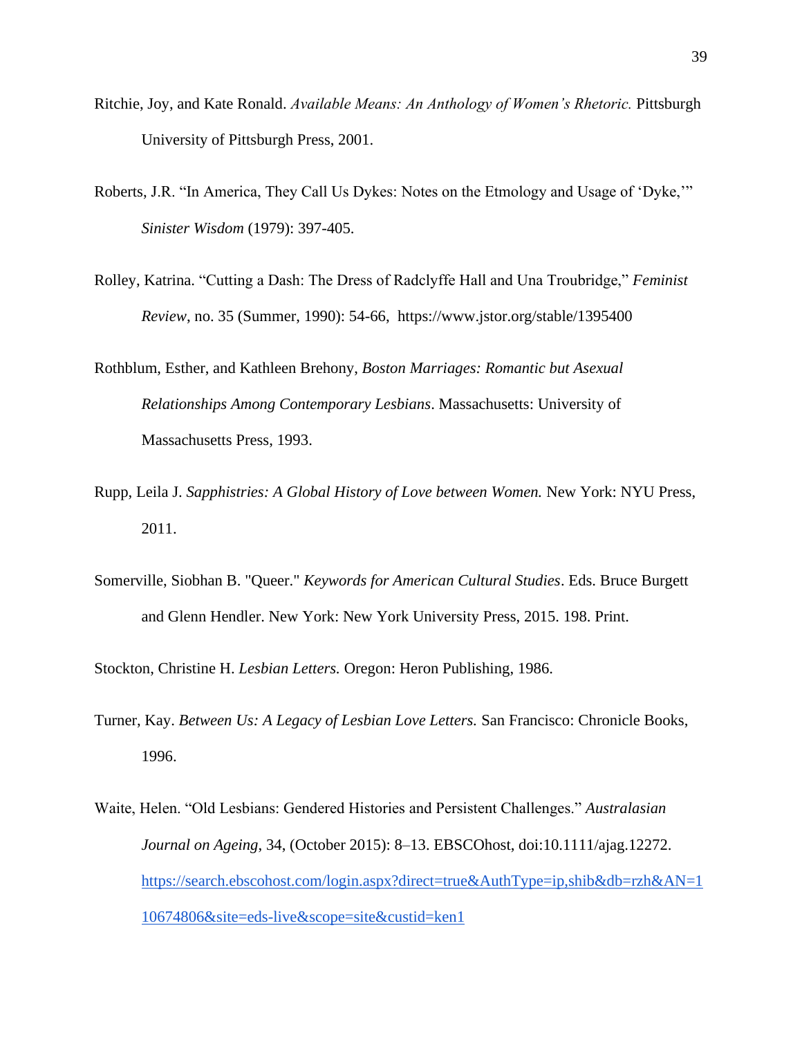Ritchie, Joy, and Kate Ronald. *Available Means: An Anthology of Women's Rhetoric.* Pittsburgh University of Pittsburgh Press, 2001.

Roberts, J.R. "In America, They Call Us Dykes: Notes on the Etmology and Usage of 'Dyke,'" *Sinister Wisdom* (1979): 397-405.

Rolley, Katrina. "Cutting a Dash: The Dress of Radclyffe Hall and Una Troubridge," *Feminist Review*, no. 35 (Summer, 1990): 54-66, https://www.jstor.org/stable/1395400

Rothblum, Esther, and Kathleen Brehony, *Boston Marriages: Romantic but Asexual Relationships Among Contemporary Lesbians*. Massachusetts: University of Massachusetts Press, 1993.

Rupp, Leila J. *Sapphistries: A Global History of Love between Women.* New York: NYU Press, 2011.

Somerville, Siobhan B. "Queer." *Keywords for American Cultural Studies*. Eds. Bruce Burgett and Glenn Hendler. New York: New York University Press, 2015. 198. Print.

Stockton, Christine H. *Lesbian Letters.* Oregon: Heron Publishing, 1986.

Turner, Kay. *Between Us: A Legacy of Lesbian Love Letters.* San Francisco: Chronicle Books, 1996.

Waite, Helen. "Old Lesbians: Gendered Histories and Persistent Challenges." *Australasian Journal on Ageing*, 34, (October 2015): 8–13. EBSCOhost, doi:10.1111/ajag.12272. https://search.ebscohost.com/login.aspx?direct=true&AuthType=ip,shib&db=rzh&AN=110674806&site=eds-live&scope=site&custid=ken1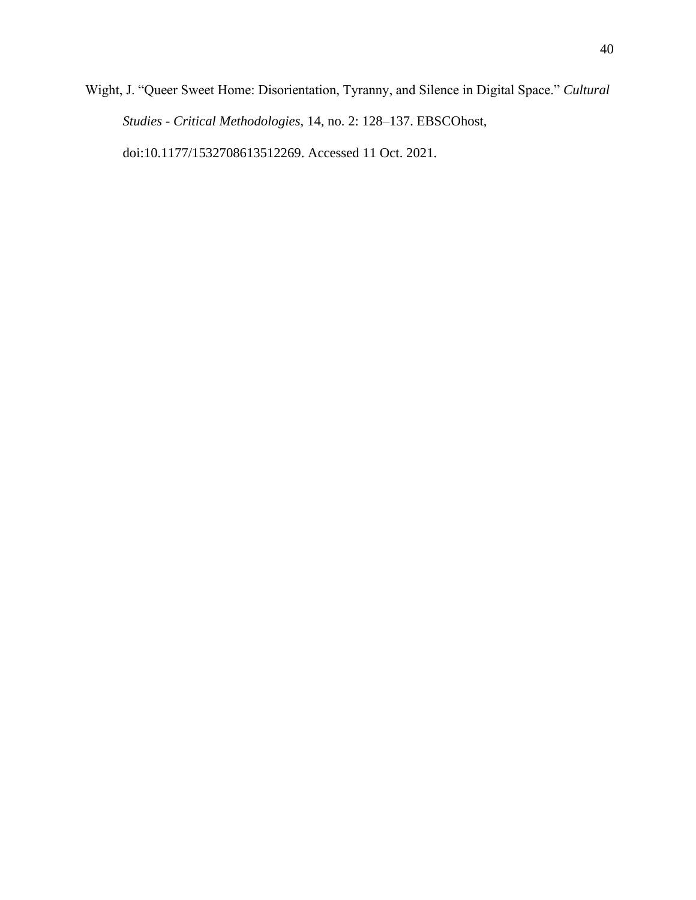Wight, J. "Queer Sweet Home: Disorientation, Tyranny, and Silence in Digital Space." *Cultural Studies - Critical Methodologies*, 14, no. 2: 128–137. EBSCOhost, doi:10.1177/1532708613512269. Accessed 11 Oct. 2021.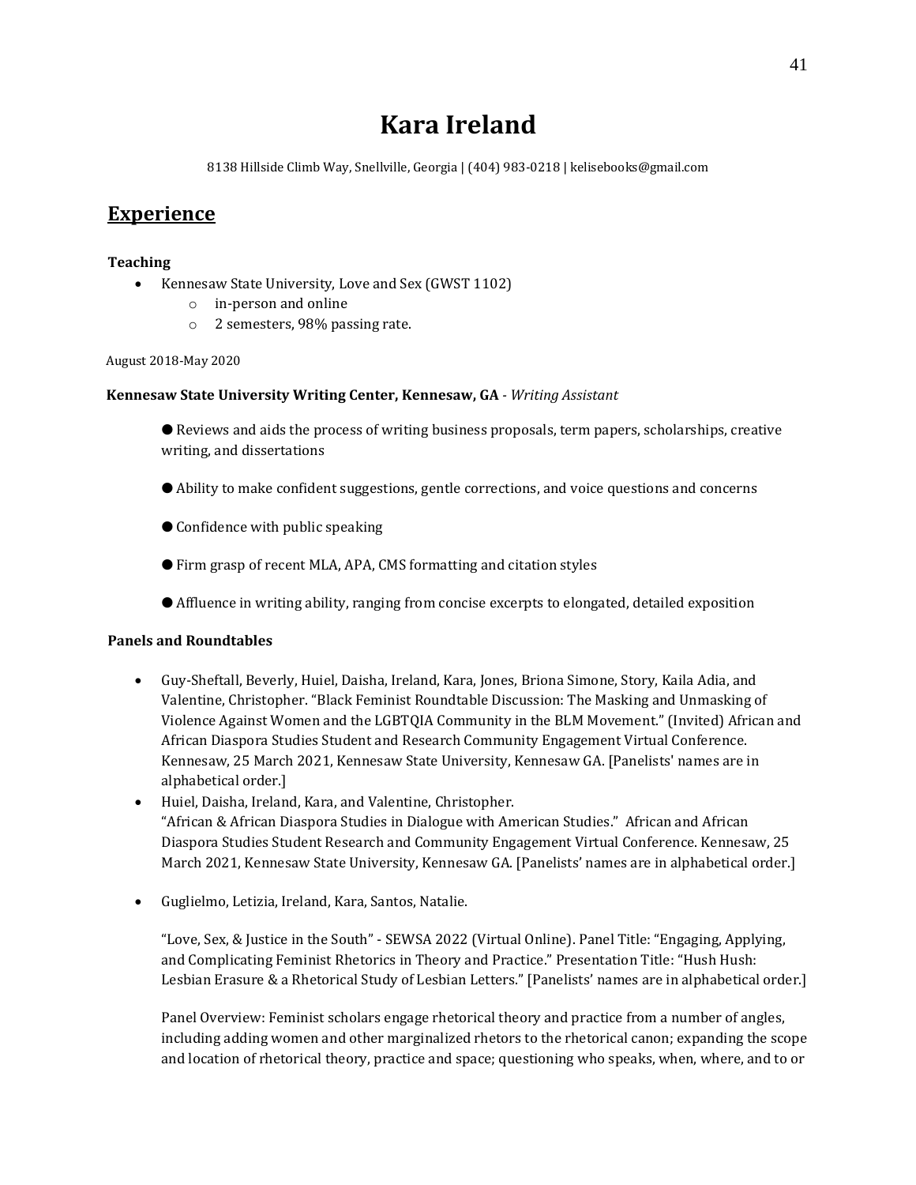# Kara Ireland

8138 Hillside Climb Way, Snellville, Georgia | (404) 983-0218 | kelisebooks@gmail.com

## Experience

**Teaching**

- Kennesaw State University, Love and Sex (GWST 1102)
    - in-person and online
    - 2 semesters, 98% passing rate.

August 2018-May 2020

**Kennesaw State University Writing Center, Kennesaw, GA** - *Writing Assistant*

● Reviews and aids the process of writing business proposals, term papers, scholarships, creative writing, and dissertations

● Ability to make confident suggestions, gentle corrections, and voice questions and concerns

● Confidence with public speaking

● Firm grasp of recent MLA, APA, CMS formatting and citation styles

● Affluence in writing ability, ranging from concise excerpts to elongated, detailed exposition

**Panels and Roundtables**

- Guy-Sheftall, Beverly, Huiel, Daisha, Ireland, Kara, Jones, Briona Simone, Story, Kaila Adia, and Valentine, Christopher. "Black Feminist Roundtable Discussion: The Masking and Unmasking of Violence Against Women and the LGBTQIA Community in the BLM Movement." (Invited) African and African Diaspora Studies Student and Research Community Engagement Virtual Conference. Kennesaw, 25 March 2021, Kennesaw State University, Kennesaw GA. [Panelists' names are in alphabetical order.]
- Huiel, Daisha, Ireland, Kara, and Valentine, Christopher. "African & African Diaspora Studies in Dialogue with American Studies." African and African Diaspora Studies Student Research and Community Engagement Virtual Conference. Kennesaw, 25 March 2021, Kennesaw State University, Kennesaw GA. [Panelists' names are in alphabetical order.]
- Guglielmo, Letizia, Ireland, Kara, Santos, Natalie.

  "Love, Sex, & Justice in the South" - SEWSA 2022 (Virtual Online). Panel Title: "Engaging, Applying, and Complicating Feminist Rhetorics in Theory and Practice." Presentation Title: "Hush Hush: Lesbian Erasure & a Rhetorical Study of Lesbian Letters." [Panelists' names are in alphabetical order.]

  Panel Overview: Feminist scholars engage rhetorical theory and practice from a number of angles, including adding women and other marginalized rhetors to the rhetorical canon; expanding the scope and location of rhetorical theory, practice and space; questioning who speaks, when, where, and to or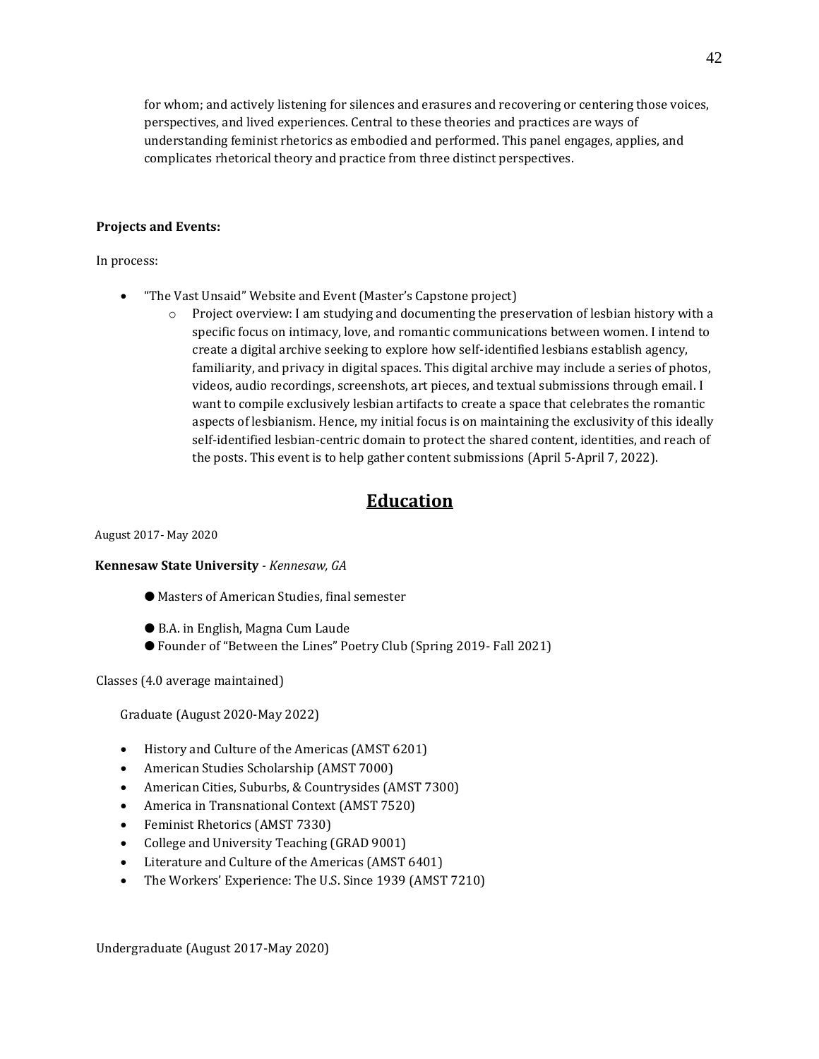for whom; and actively listening for silences and erasures and recovering or centering those voices, perspectives, and lived experiences. Central to these theories and practices are ways of understanding feminist rhetorics as embodied and performed. This panel engages, applies, and complicates rhetorical theory and practice from three distinct perspectives.

**Projects and Events:**

In process:

- "The Vast Unsaid" Website and Event (Master's Capstone project)
  - Project overview: I am studying and documenting the preservation of lesbian history with a specific focus on intimacy, love, and romantic communications between women. I intend to create a digital archive seeking to explore how self-identified lesbians establish agency, familiarity, and privacy in digital spaces. This digital archive may include a series of photos, videos, audio recordings, screenshots, art pieces, and textual submissions through email. I want to compile exclusively lesbian artifacts to create a space that celebrates the romantic aspects of lesbianism. Hence, my initial focus is on maintaining the exclusivity of this ideally self-identified lesbian-centric domain to protect the shared content, identities, and reach of the posts. This event is to help gather content submissions (April 5-April 7, 2022).

## Education

August 2017- May 2020

**Kennesaw State University** - *Kennesaw, GA*

- Masters of American Studies, final semester
- B.A. in English, Magna Cum Laude
- Founder of "Between the Lines" Poetry Club (Spring 2019- Fall 2021)

Classes (4.0 average maintained)

Graduate (August 2020-May 2022)

- History and Culture of the Americas (AMST 6201)
- American Studies Scholarship (AMST 7000)
- American Cities, Suburbs, & Countrysides (AMST 7300)
- America in Transnational Context (AMST 7520)
- Feminist Rhetorics (AMST 7330)
- College and University Teaching (GRAD 9001)
- Literature and Culture of the Americas (AMST 6401)
- The Workers' Experience: The U.S. Since 1939 (AMST 7210)

Undergraduate (August 2017-May 2020)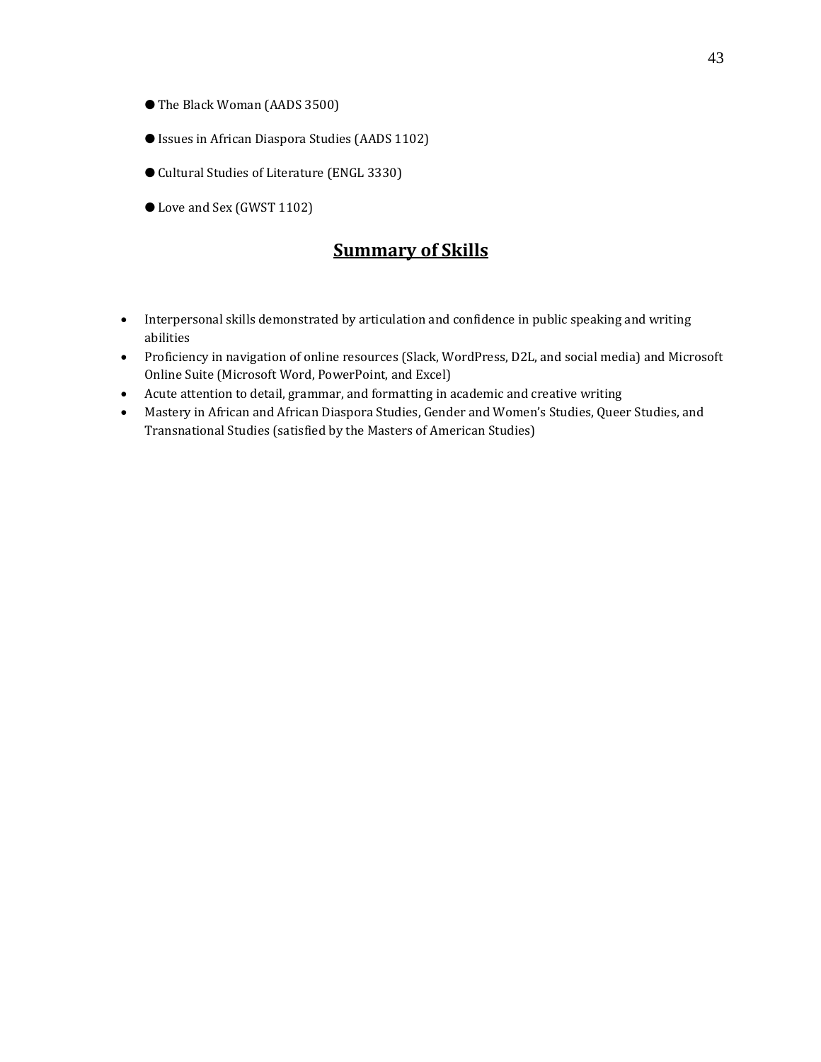- The Black Woman (AADS 3500)
- Issues in African Diaspora Studies (AADS 1102)
- Cultural Studies of Literature (ENGL 3330)
- Love and Sex (GWST 1102)

## Summary of Skills

- Interpersonal skills demonstrated by articulation and confidence in public speaking and writing abilities
- Proficiency in navigation of online resources (Slack, WordPress, D2L, and social media) and Microsoft Online Suite (Microsoft Word, PowerPoint, and Excel)
- Acute attention to detail, grammar, and formatting in academic and creative writing
- Mastery in African and African Diaspora Studies, Gender and Women's Studies, Queer Studies, and Transnational Studies (satisfied by the Masters of American Studies)